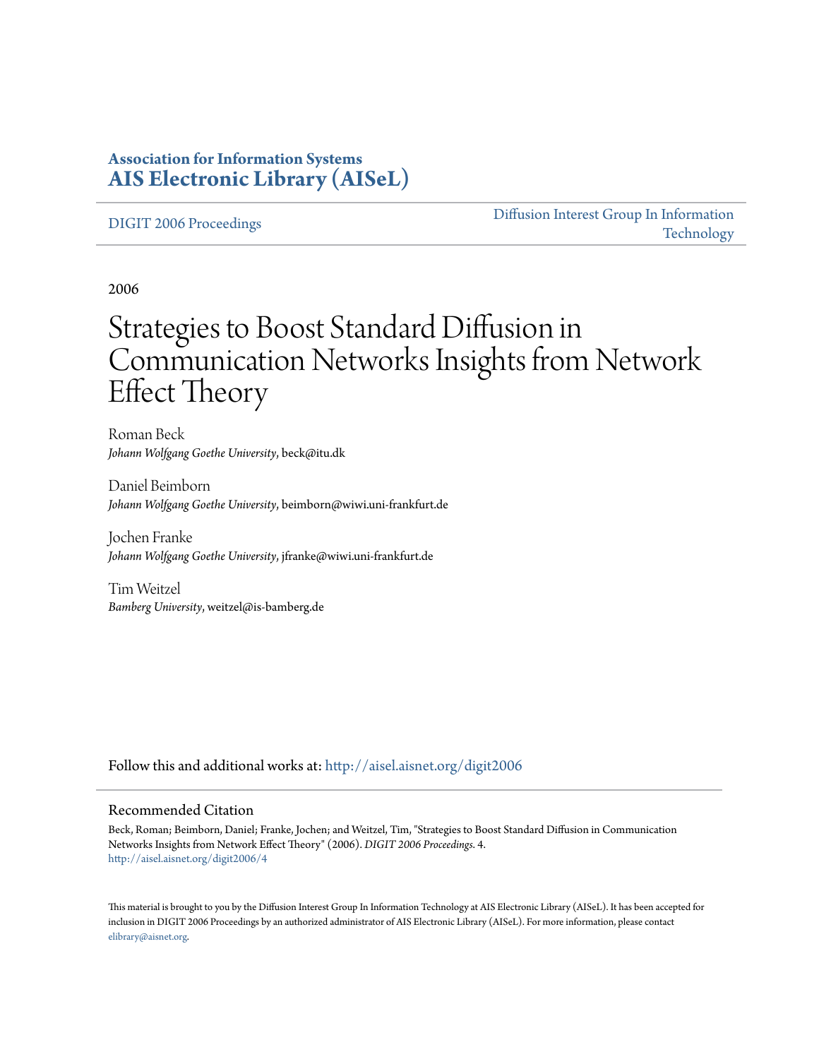**Association for Information Systems**
**AIS Electronic Library (AISeL)**

DIGIT 2006 Proceedings | Diffusion Interest Group In Information Technology

2006

# Strategies to Boost Standard Diffusion in Communication Networks Insights from Network Effect Theory

Roman Beck
*Johann Wolfgang Goethe University*, beck@itu.dk

Daniel Beimborn
*Johann Wolfgang Goethe University*, beimborn@wiwi.uni-frankfurt.de

Jochen Franke
*Johann Wolfgang Goethe University*, jfranke@wiwi.uni-frankfurt.de

Tim Weitzel
*Bamberg University*, weitzel@is-bamberg.de

Follow this and additional works at: http://aisel.aisnet.org/digit2006

## Recommended Citation

Beck, Roman; Beimborn, Daniel; Franke, Jochen; and Weitzel, Tim, "Strategies to Boost Standard Diffusion in Communication Networks Insights from Network Effect Theory" (2006). *DIGIT 2006 Proceedings*. 4.
http://aisel.aisnet.org/digit2006/4

This material is brought to you by the Diffusion Interest Group In Information Technology at AIS Electronic Library (AISeL). It has been accepted for inclusion in DIGIT 2006 Proceedings by an authorized administrator of AIS Electronic Library (AISeL). For more information, please contact elibrary@aisnet.org.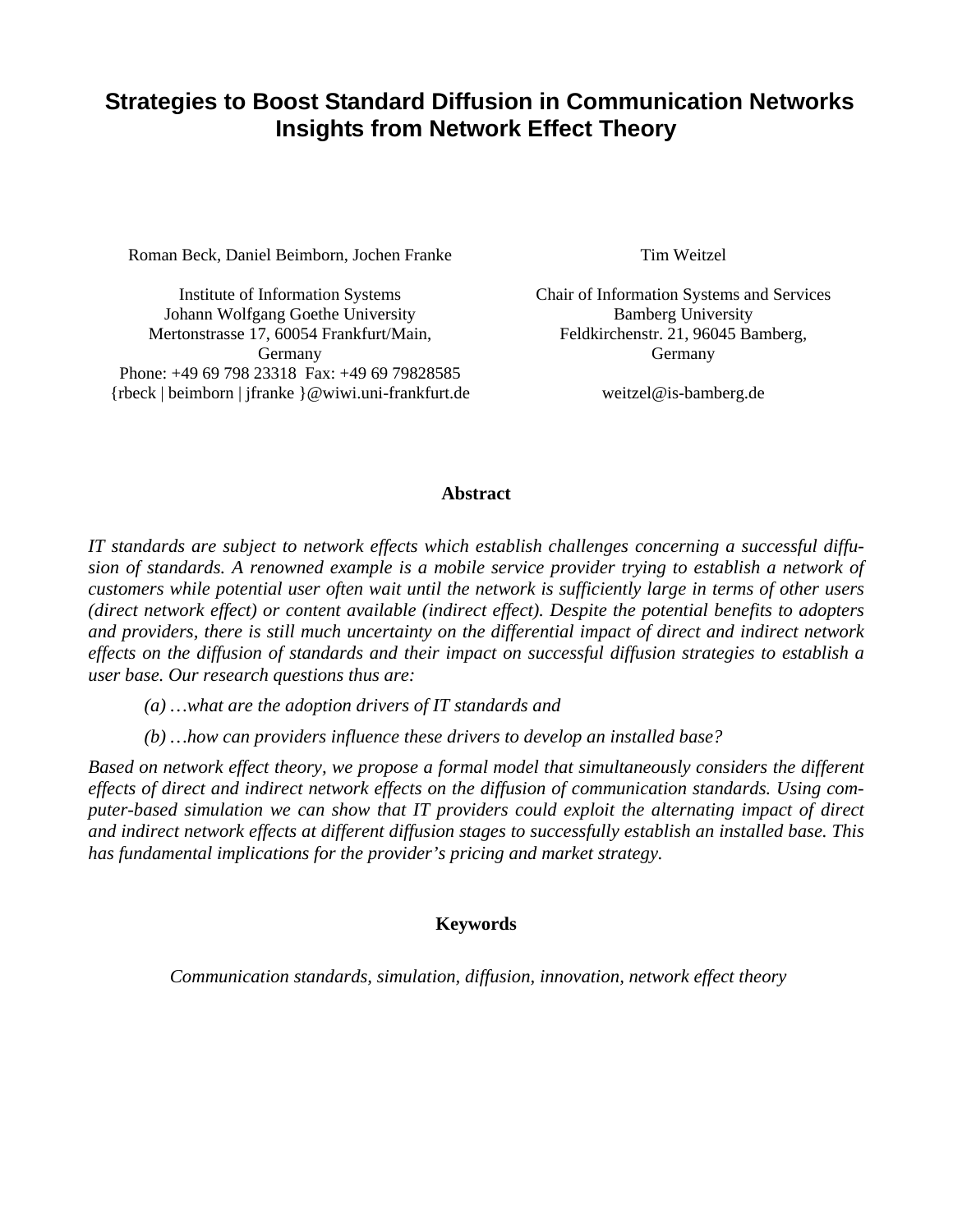# Strategies to Boost Standard Diffusion in Communication Networks Insights from Network Effect Theory

Roman Beck, Daniel Beimborn, Jochen Franke

Institute of Information Systems
Johann Wolfgang Goethe University
Mertonstrasse 17, 60054 Frankfurt/Main, Germany
Phone: +49 69 798 23318 Fax: +49 69 79828585
{rbeck | beimborn | jfranke }@wiwi.uni-frankfurt.de

Tim Weitzel

Chair of Information Systems and Services
Bamberg University
Feldkirchenstr. 21, 96045 Bamberg, Germany

weitzel@is-bamberg.de

## Abstract

*IT standards are subject to network effects which establish challenges concerning a successful diffusion of standards. A renowned example is a mobile service provider trying to establish a network of customers while potential user often wait until the network is sufficiently large in terms of other users (direct network effect) or content available (indirect effect). Despite the potential benefits to adopters and providers, there is still much uncertainty on the differential impact of direct and indirect network effects on the diffusion of standards and their impact on successful diffusion strategies to establish a user base. Our research questions thus are:*

*(a) …what are the adoption drivers of IT standards and*

*(b) …how can providers influence these drivers to develop an installed base?*

*Based on network effect theory, we propose a formal model that simultaneously considers the different effects of direct and indirect network effects on the diffusion of communication standards. Using computer-based simulation we can show that IT providers could exploit the alternating impact of direct and indirect network effects at different diffusion stages to successfully establish an installed base. This has fundamental implications for the provider's pricing and market strategy.*

## Keywords

*Communication standards, simulation, diffusion, innovation, network effect theory*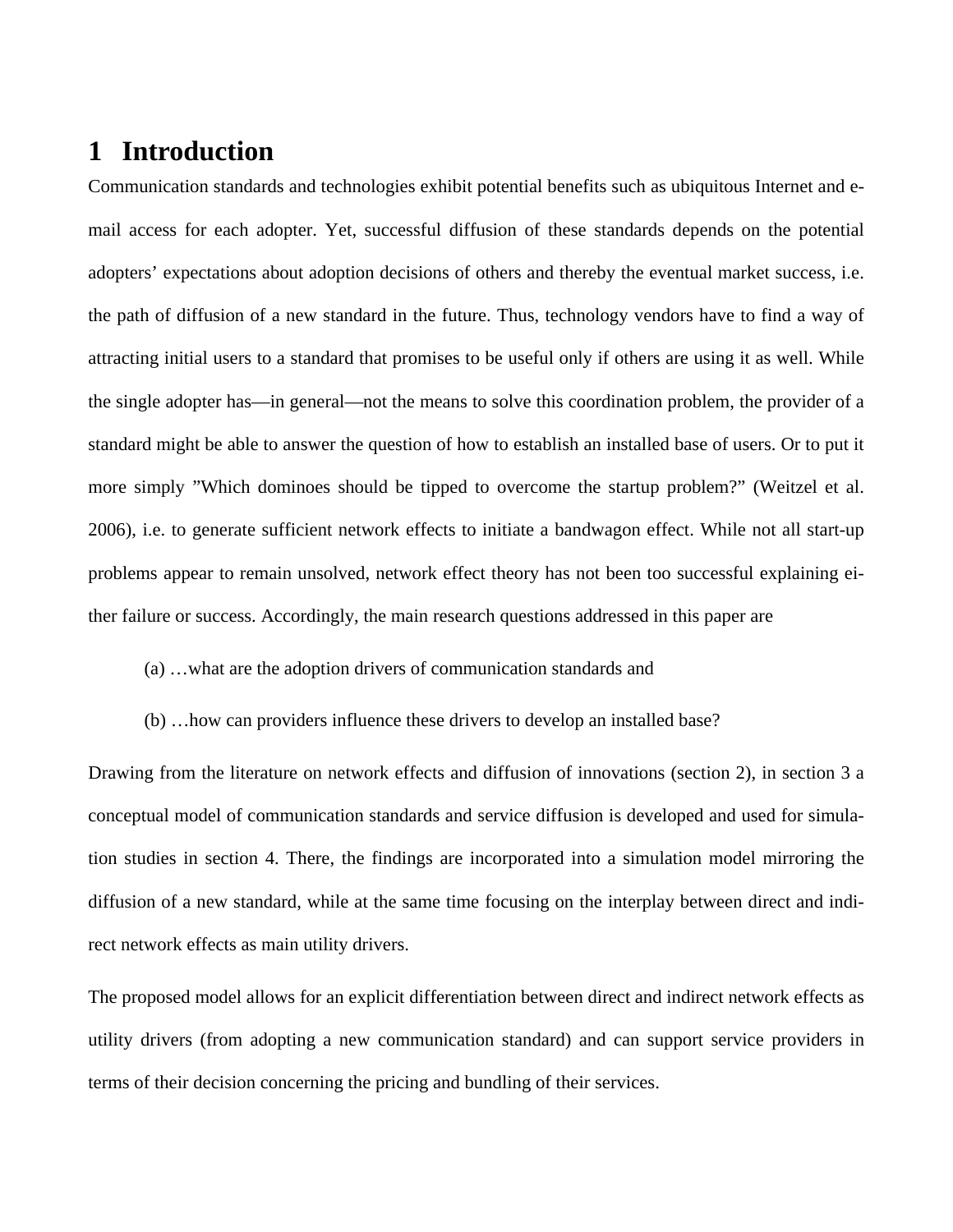# 1 Introduction

Communication standards and technologies exhibit potential benefits such as ubiquitous Internet and e-mail access for each adopter. Yet, successful diffusion of these standards depends on the potential adopters' expectations about adoption decisions of others and thereby the eventual market success, i.e. the path of diffusion of a new standard in the future. Thus, technology vendors have to find a way of attracting initial users to a standard that promises to be useful only if others are using it as well. While the single adopter has—in general—not the means to solve this coordination problem, the provider of a standard might be able to answer the question of how to establish an installed base of users. Or to put it more simply "Which dominoes should be tipped to overcome the startup problem?" (Weitzel et al. 2006), i.e. to generate sufficient network effects to initiate a bandwagon effect. While not all start-up problems appear to remain unsolved, network effect theory has not been too successful explaining either failure or success. Accordingly, the main research questions addressed in this paper are

(a) …what are the adoption drivers of communication standards and

(b) …how can providers influence these drivers to develop an installed base?

Drawing from the literature on network effects and diffusion of innovations (section 2), in section 3 a conceptual model of communication standards and service diffusion is developed and used for simulation studies in section 4. There, the findings are incorporated into a simulation model mirroring the diffusion of a new standard, while at the same time focusing on the interplay between direct and indirect network effects as main utility drivers.

The proposed model allows for an explicit differentiation between direct and indirect network effects as utility drivers (from adopting a new communication standard) and can support service providers in terms of their decision concerning the pricing and bundling of their services.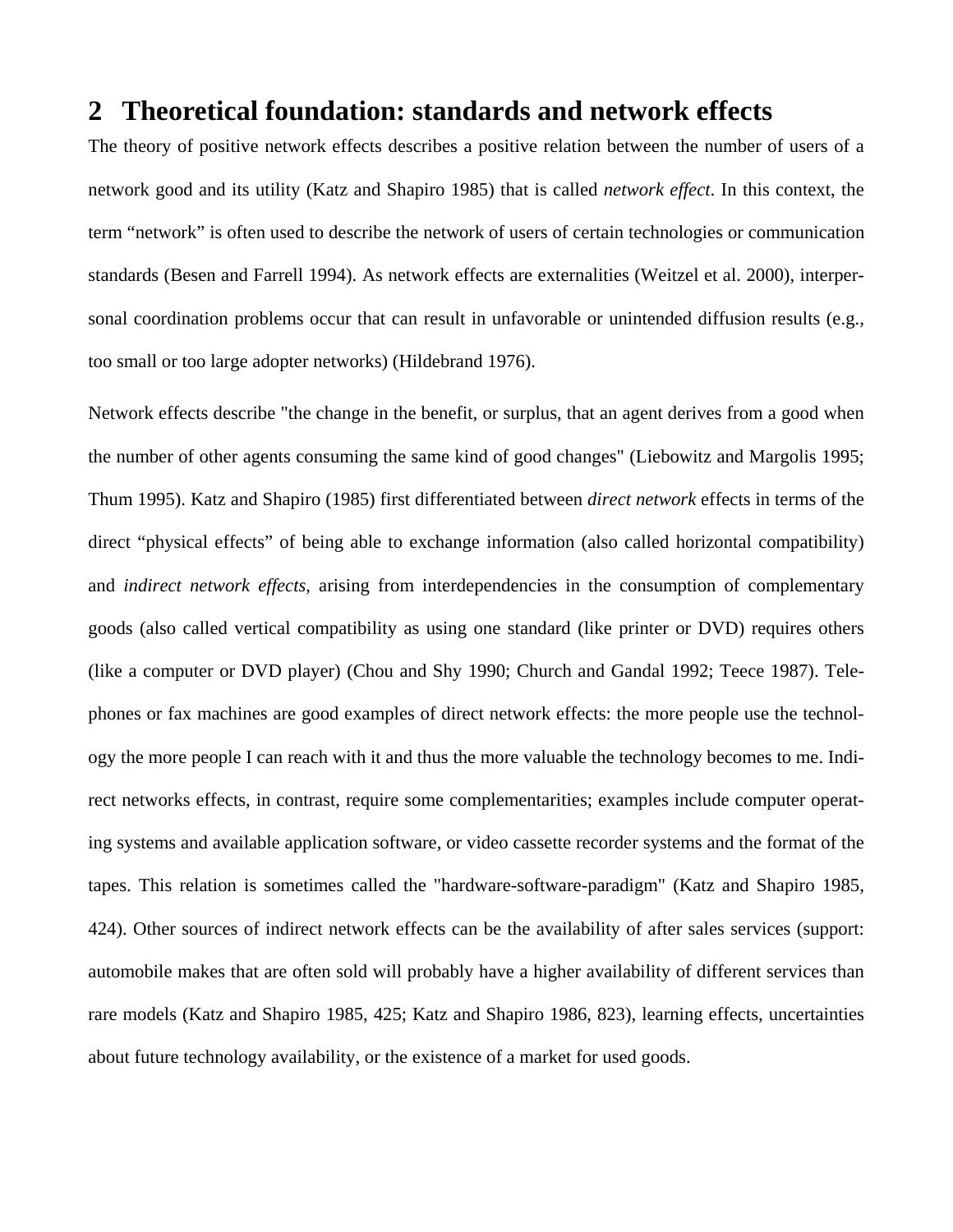## 2 Theoretical foundation: standards and network effects

The theory of positive network effects describes a positive relation between the number of users of a network good and its utility (Katz and Shapiro 1985) that is called *network effect*. In this context, the term "network" is often used to describe the network of users of certain technologies or communication standards (Besen and Farrell 1994). As network effects are externalities (Weitzel et al. 2000), interpersonal coordination problems occur that can result in unfavorable or unintended diffusion results (e.g., too small or too large adopter networks) (Hildebrand 1976).

Network effects describe "the change in the benefit, or surplus, that an agent derives from a good when the number of other agents consuming the same kind of good changes" (Liebowitz and Margolis 1995; Thum 1995). Katz and Shapiro (1985) first differentiated between *direct network* effects in terms of the direct "physical effects" of being able to exchange information (also called horizontal compatibility) and *indirect network effects*, arising from interdependencies in the consumption of complementary goods (also called vertical compatibility as using one standard (like printer or DVD) requires others (like a computer or DVD player) (Chou and Shy 1990; Church and Gandal 1992; Teece 1987). Telephones or fax machines are good examples of direct network effects: the more people use the technology the more people I can reach with it and thus the more valuable the technology becomes to me. Indirect networks effects, in contrast, require some complementarities; examples include computer operating systems and available application software, or video cassette recorder systems and the format of the tapes. This relation is sometimes called the "hardware-software-paradigm" (Katz and Shapiro 1985, 424). Other sources of indirect network effects can be the availability of after sales services (support: automobile makes that are often sold will probably have a higher availability of different services than rare models (Katz and Shapiro 1985, 425; Katz and Shapiro 1986, 823), learning effects, uncertainties about future technology availability, or the existence of a market for used goods.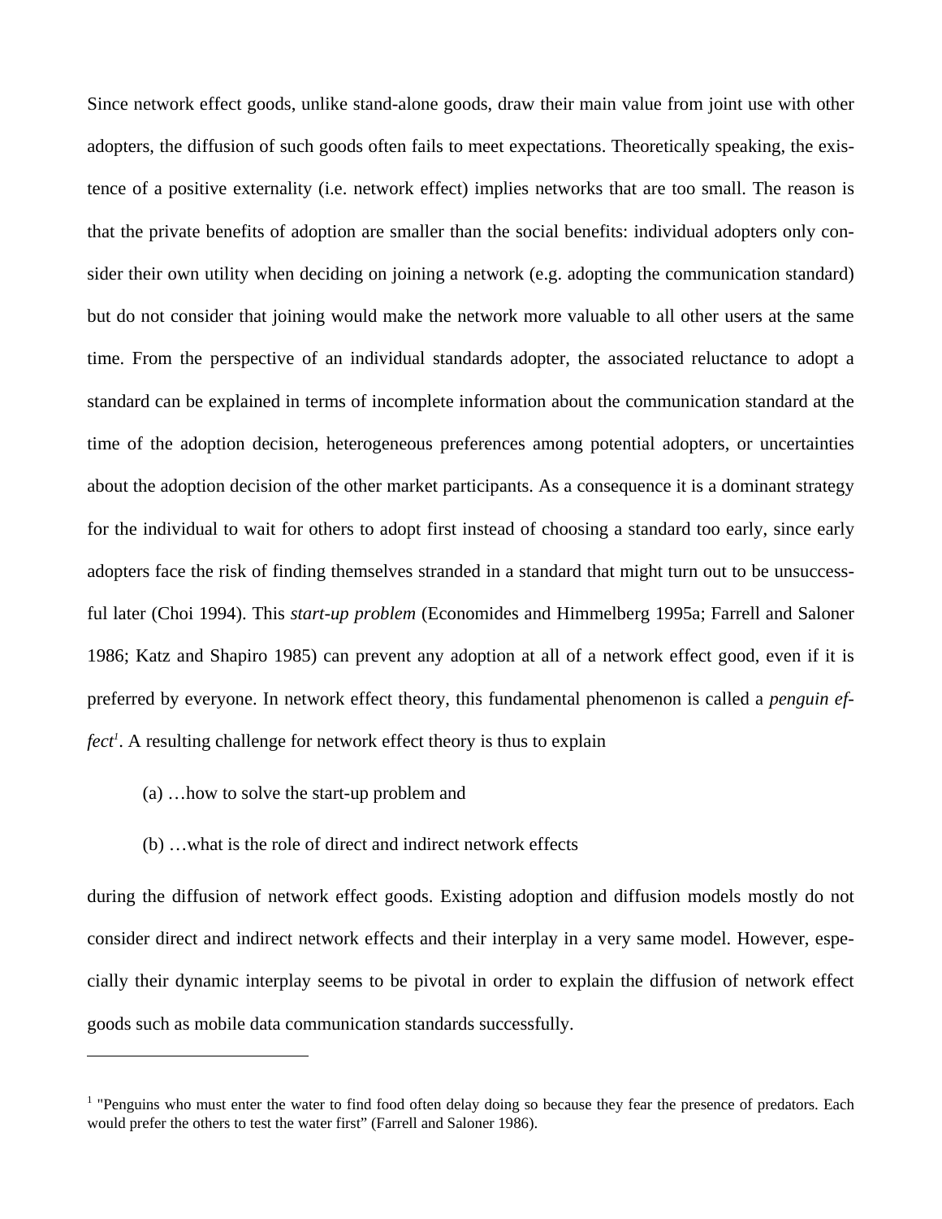Since network effect goods, unlike stand-alone goods, draw their main value from joint use with other adopters, the diffusion of such goods often fails to meet expectations. Theoretically speaking, the existence of a positive externality (i.e. network effect) implies networks that are too small. The reason is that the private benefits of adoption are smaller than the social benefits: individual adopters only consider their own utility when deciding on joining a network (e.g. adopting the communication standard) but do not consider that joining would make the network more valuable to all other users at the same time. From the perspective of an individual standards adopter, the associated reluctance to adopt a standard can be explained in terms of incomplete information about the communication standard at the time of the adoption decision, heterogeneous preferences among potential adopters, or uncertainties about the adoption decision of the other market participants. As a consequence it is a dominant strategy for the individual to wait for others to adopt first instead of choosing a standard too early, since early adopters face the risk of finding themselves stranded in a standard that might turn out to be unsuccessful later (Choi 1994). This *start-up problem* (Economides and Himmelberg 1995a; Farrell and Saloner 1986; Katz and Shapiro 1985) can prevent any adoption at all of a network effect good, even if it is preferred by everyone. In network effect theory, this fundamental phenomenon is called a *penguin effect*[1]. A resulting challenge for network effect theory is thus to explain

(a) …how to solve the start-up problem and

(b) …what is the role of direct and indirect network effects

during the diffusion of network effect goods. Existing adoption and diffusion models mostly do not consider direct and indirect network effects and their interplay in a very same model. However, especially their dynamic interplay seems to be pivotal in order to explain the diffusion of network effect goods such as mobile data communication standards successfully.

---

[1] "Penguins who must enter the water to find food often delay doing so because they fear the presence of predators. Each would prefer the others to test the water first" (Farrell and Saloner 1986).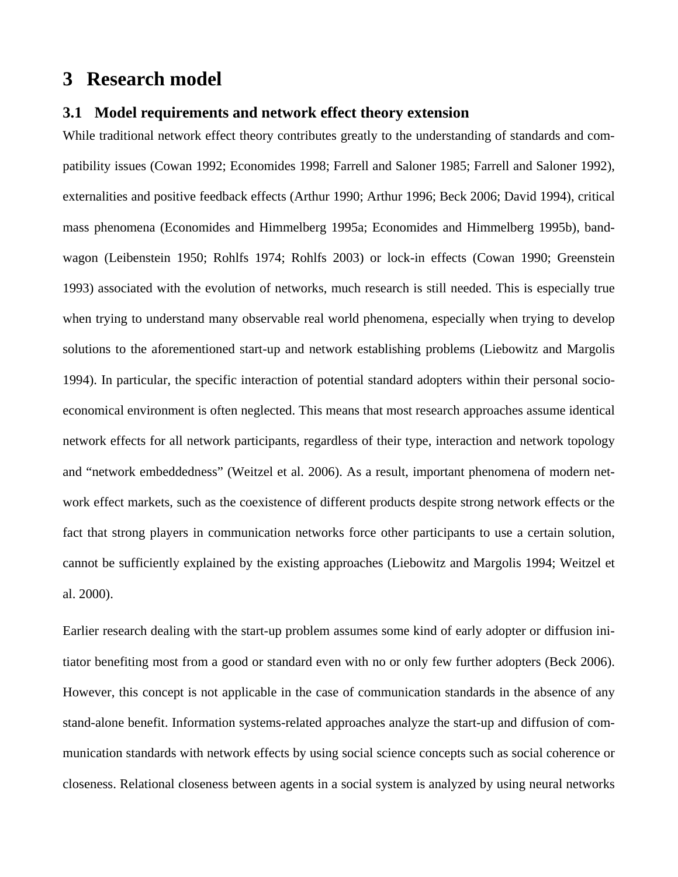# 3 Research model

## 3.1 Model requirements and network effect theory extension

While traditional network effect theory contributes greatly to the understanding of standards and compatibility issues (Cowan 1992; Economides 1998; Farrell and Saloner 1985; Farrell and Saloner 1992), externalities and positive feedback effects (Arthur 1990; Arthur 1996; Beck 2006; David 1994), critical mass phenomena (Economides and Himmelberg 1995a; Economides and Himmelberg 1995b), bandwagon (Leibenstein 1950; Rohlfs 1974; Rohlfs 2003) or lock-in effects (Cowan 1990; Greenstein 1993) associated with the evolution of networks, much research is still needed. This is especially true when trying to understand many observable real world phenomena, especially when trying to develop solutions to the aforementioned start-up and network establishing problems (Liebowitz and Margolis 1994). In particular, the specific interaction of potential standard adopters within their personal socio-economical environment is often neglected. This means that most research approaches assume identical network effects for all network participants, regardless of their type, interaction and network topology and "network embeddedness" (Weitzel et al. 2006). As a result, important phenomena of modern network effect markets, such as the coexistence of different products despite strong network effects or the fact that strong players in communication networks force other participants to use a certain solution, cannot be sufficiently explained by the existing approaches (Liebowitz and Margolis 1994; Weitzel et al. 2000).

Earlier research dealing with the start-up problem assumes some kind of early adopter or diffusion initiator benefiting most from a good or standard even with no or only few further adopters (Beck 2006). However, this concept is not applicable in the case of communication standards in the absence of any stand-alone benefit. Information systems-related approaches analyze the start-up and diffusion of communication standards with network effects by using social science concepts such as social coherence or closeness. Relational closeness between agents in a social system is analyzed by using neural networks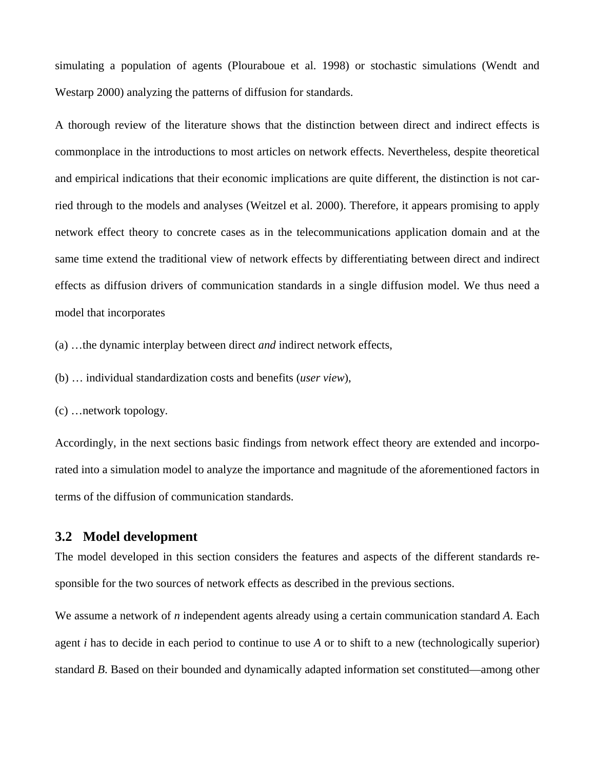simulating a population of agents (Plouraboue et al. 1998) or stochastic simulations (Wendt and Westarp 2000) analyzing the patterns of diffusion for standards.

A thorough review of the literature shows that the distinction between direct and indirect effects is commonplace in the introductions to most articles on network effects. Nevertheless, despite theoretical and empirical indications that their economic implications are quite different, the distinction is not carried through to the models and analyses (Weitzel et al. 2000). Therefore, it appears promising to apply network effect theory to concrete cases as in the telecommunications application domain and at the same time extend the traditional view of network effects by differentiating between direct and indirect effects as diffusion drivers of communication standards in a single diffusion model. We thus need a model that incorporates

(a) …the dynamic interplay between direct *and* indirect network effects,

(b) … individual standardization costs and benefits (*user view*),

(c) …network topology.

Accordingly, in the next sections basic findings from network effect theory are extended and incorporated into a simulation model to analyze the importance and magnitude of the aforementioned factors in terms of the diffusion of communication standards.

## 3.2 Model development

The model developed in this section considers the features and aspects of the different standards responsible for the two sources of network effects as described in the previous sections.

We assume a network of $n$ independent agents already using a certain communication standard $A$. Each agent $i$ has to decide in each period to continue to use $A$ or to shift to a new (technologically superior) standard $B$. Based on their bounded and dynamically adapted information set constituted—among other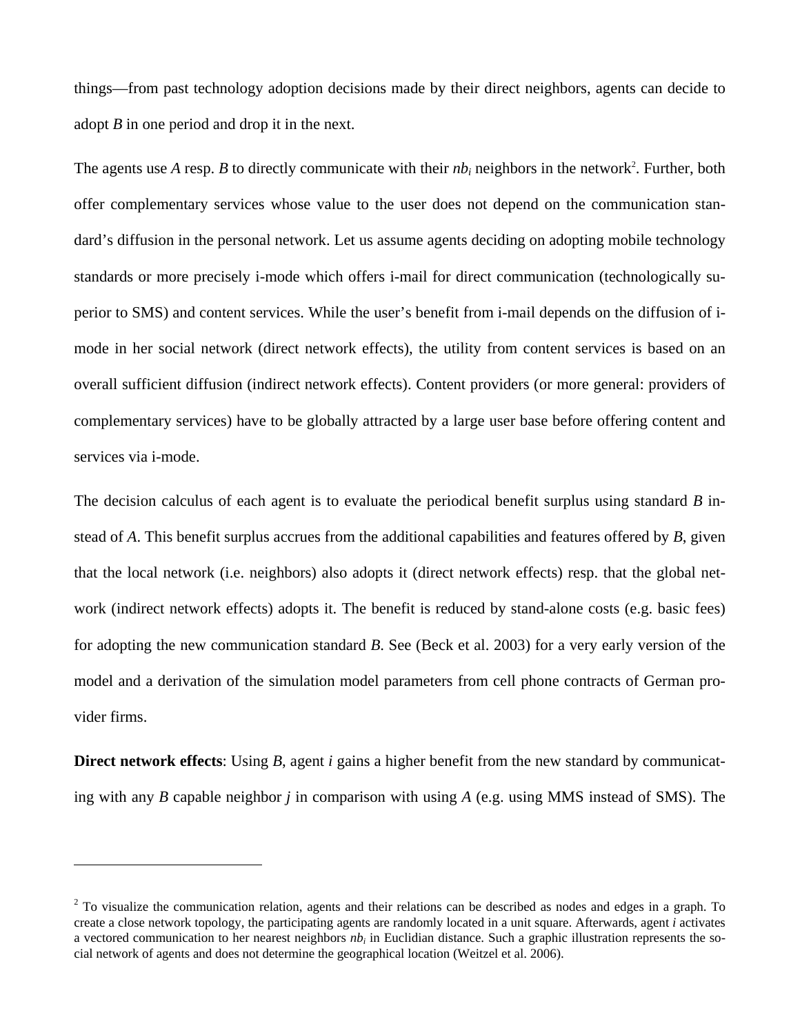things—from past technology adoption decisions made by their direct neighbors, agents can decide to adopt *B* in one period and drop it in the next.

The agents use *A* resp. *B* to directly communicate with their $nb_i$ neighbors in the network[2]. Further, both offer complementary services whose value to the user does not depend on the communication standard's diffusion in the personal network. Let us assume agents deciding on adopting mobile technology standards or more precisely i-mode which offers i-mail for direct communication (technologically superior to SMS) and content services. While the user's benefit from i-mail depends on the diffusion of i-mode in her social network (direct network effects), the utility from content services is based on an overall sufficient diffusion (indirect network effects). Content providers (or more general: providers of complementary services) have to be globally attracted by a large user base before offering content and services via i-mode.

The decision calculus of each agent is to evaluate the periodical benefit surplus using standard *B* instead of *A*. This benefit surplus accrues from the additional capabilities and features offered by *B*, given that the local network (i.e. neighbors) also adopts it (direct network effects) resp. that the global network (indirect network effects) adopts it. The benefit is reduced by stand-alone costs (e.g. basic fees) for adopting the new communication standard *B*. See (Beck et al. 2003) for a very early version of the model and a derivation of the simulation model parameters from cell phone contracts of German provider firms.

**Direct network effects**: Using *B*, agent *i* gains a higher benefit from the new standard by communicating with any *B* capable neighbor *j* in comparison with using *A* (e.g. using MMS instead of SMS). The

---

[2] To visualize the communication relation, agents and their relations can be described as nodes and edges in a graph. To create a close network topology, the participating agents are randomly located in a unit square. Afterwards, agent *i* activates a vectored communication to her nearest neighbors $nb_i$ in Euclidian distance. Such a graphic illustration represents the social network of agents and does not determine the geographical location (Weitzel et al. 2006).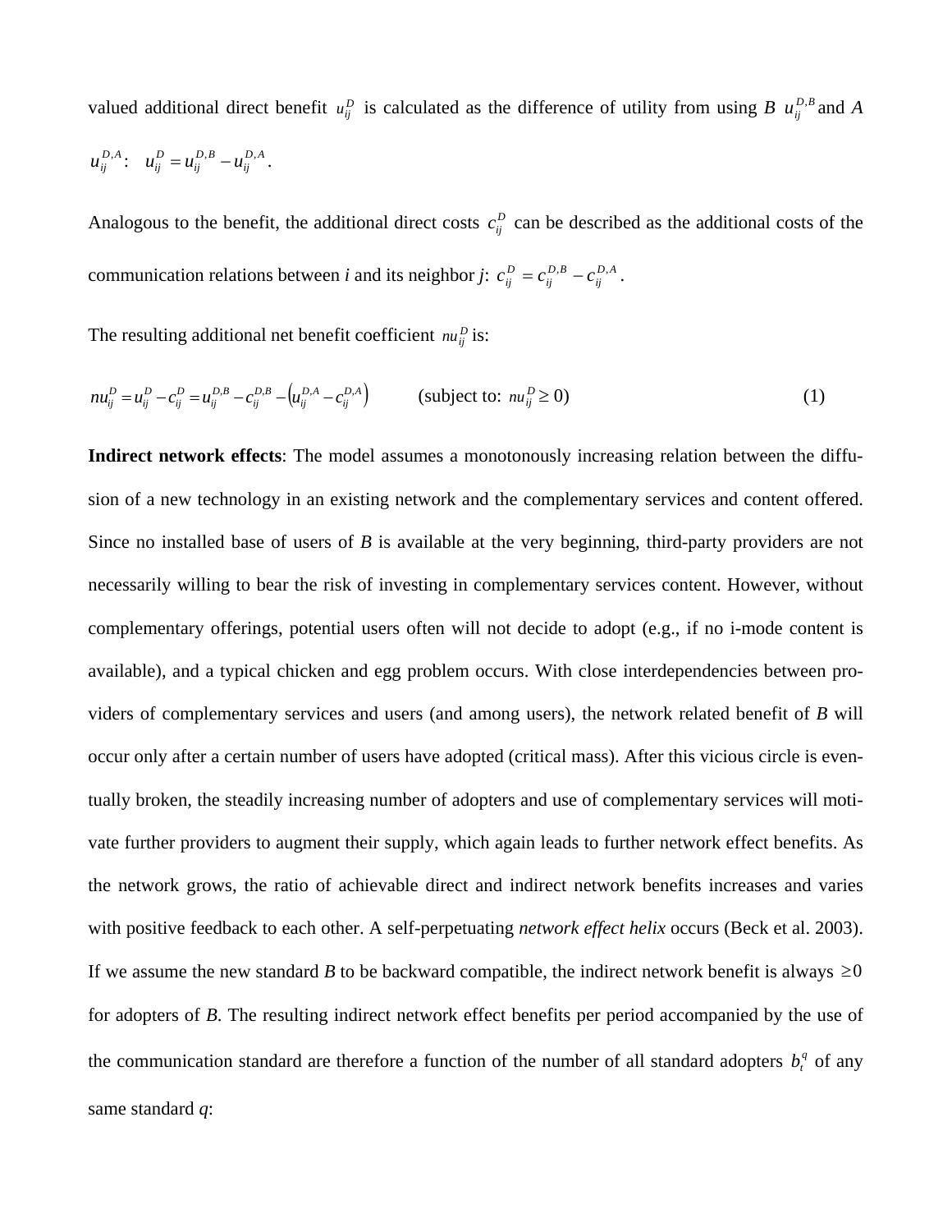valued additional direct benefit $u_{ij}^{D}$ is calculated as the difference of utility from using *B* $u_{ij}^{D,B}$ and *A* $u_{ij}^{D,A}$: $u_{ij}^{D} = u_{ij}^{D,B} - u_{ij}^{D,A}$.

Analogous to the benefit, the additional direct costs $c_{ij}^{D}$ can be described as the additional costs of the communication relations between *i* and its neighbor *j*: $c_{ij}^{D} = c_{ij}^{D,B} - c_{ij}^{D,A}$.

The resulting additional net benefit coefficient $nu_{ij}^{D}$ is:

$$nu_{ij}^{D} = u_{ij}^{D} - c_{ij}^{D} = u_{ij}^{D,B} - c_{ij}^{D,B} - \left(u_{ij}^{D,A} - c_{ij}^{D,A}\right) \qquad \text{(subject to: } nu_{ij}^{D} \geq 0\text{)} \tag{1}$$

**Indirect network effects**: The model assumes a monotonously increasing relation between the diffusion of a new technology in an existing network and the complementary services and content offered. Since no installed base of users of *B* is available at the very beginning, third-party providers are not necessarily willing to bear the risk of investing in complementary services content. However, without complementary offerings, potential users often will not decide to adopt (e.g., if no i-mode content is available), and a typical chicken and egg problem occurs. With close interdependencies between providers of complementary services and users (and among users), the network related benefit of *B* will occur only after a certain number of users have adopted (critical mass). After this vicious circle is eventually broken, the steadily increasing number of adopters and use of complementary services will motivate further providers to augment their supply, which again leads to further network effect benefits. As the network grows, the ratio of achievable direct and indirect network benefits increases and varies with positive feedback to each other. A self-perpetuating *network effect helix* occurs (Beck et al. 2003). If we assume the new standard *B* to be backward compatible, the indirect network benefit is always $\geq 0$ for adopters of *B*. The resulting indirect network effect benefits per period accompanied by the use of the communication standard are therefore a function of the number of all standard adopters $b_t^q$ of any same standard *q*: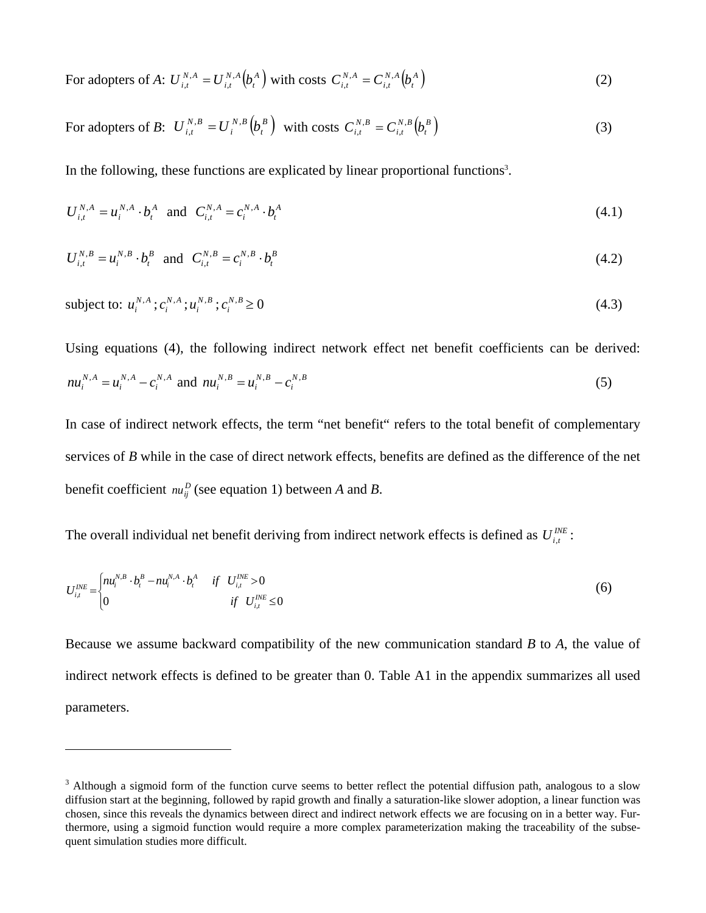For adopters of *A*: $U_{i,t}^{N,A} = U_{i,t}^{N,A}\left(b_t^A\right)$ with costs $C_{i,t}^{N,A} = C_{i,t}^{N,A}\left(b_t^A\right)$ (2)

For adopters of *B*: $U_{i,t}^{N,B} = U_i^{N,B}\left(b_t^B\right)$ with costs $C_{i,t}^{N,B} = C_{i,t}^{N,B}\left(b_t^B\right)$ (3)

In the following, these functions are explicated by linear proportional functions[3].

$$U_{i,t}^{N,A} = u_i^{N,A} \cdot b_t^A \quad \text{and} \quad C_{i,t}^{N,A} = c_i^{N,A} \cdot b_t^A \tag{4.1}$$

$$U_{i,t}^{N,B} = u_i^{N,B} \cdot b_t^B \quad \text{and} \quad C_{i,t}^{N,B} = c_i^{N,B} \cdot b_t^B \tag{4.2}$$

$$\text{subject to: } u_i^{N,A}; c_i^{N,A}; u_i^{N,B}; c_i^{N,B} \geq 0 \tag{4.3}$$

Using equations (4), the following indirect network effect net benefit coefficients can be derived:

$$nu_i^{N,A} = u_i^{N,A} - c_i^{N,A} \quad \text{and} \quad nu_i^{N,B} = u_i^{N,B} - c_i^{N,B} \tag{5}$$

In case of indirect network effects, the term “net benefit“ refers to the total benefit of complementary services of *B* while in the case of direct network effects, benefits are defined as the difference of the net benefit coefficient $nu_{ij}^D$ (see equation 1) between *A* and *B*.

The overall individual net benefit deriving from indirect network effects is defined as $U_{i,t}^{INE}$:

$$U_{i,t}^{INE} = \begin{cases} nu_i^{N,B} \cdot b_t^B - nu_i^{N,A} \cdot b_t^A & if \quad U_{i,t}^{INE} > 0 \\ 0 & if \quad U_{i,t}^{INE} \leq 0 \end{cases} \tag{6}$$

Because we assume backward compatibility of the new communication standard *B* to *A*, the value of indirect network effects is defined to be greater than 0. Table A1 in the appendix summarizes all used parameters.

---

[3] Although a sigmoid form of the function curve seems to better reflect the potential diffusion path, analogous to a slow diffusion start at the beginning, followed by rapid growth and finally a saturation-like slower adoption, a linear function was chosen, since this reveals the dynamics between direct and indirect network effects we are focusing on in a better way. Furthermore, using a sigmoid function would require a more complex parameterization making the traceability of the subsequent simulation studies more difficult.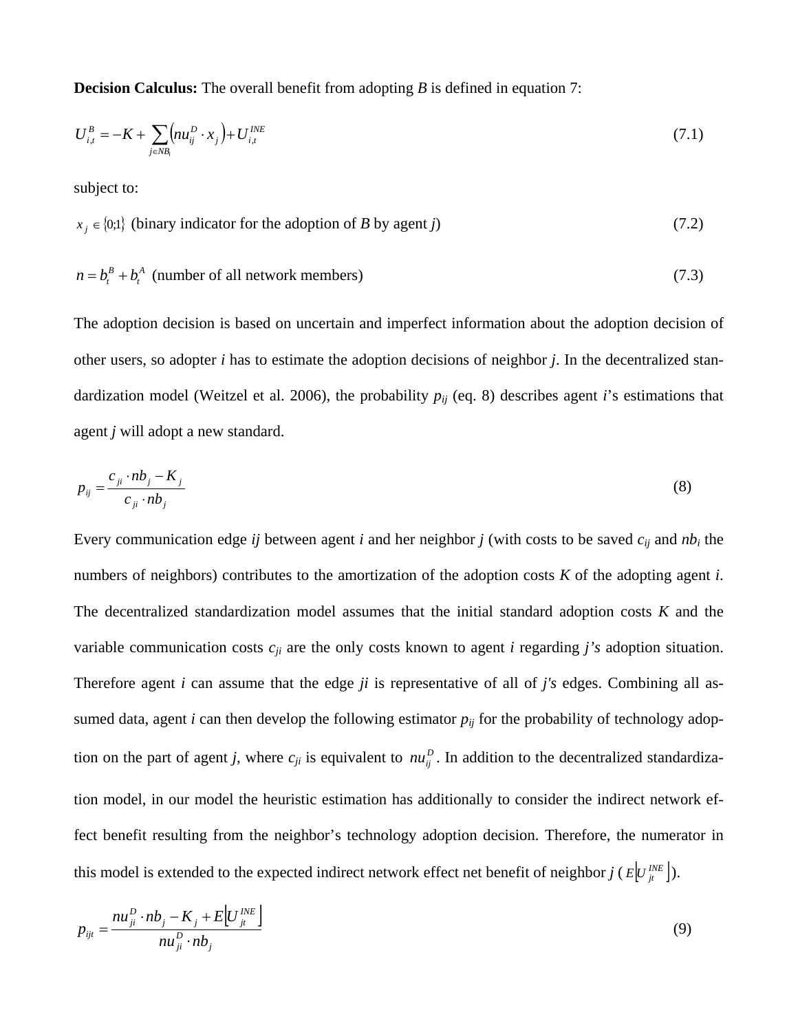**Decision Calculus:** The overall benefit from adopting *B* is defined in equation 7:

$$U_{i,t}^{B} = -K + \sum_{j \in NB_i} \left( nu_{ij}^{D} \cdot x_j \right) + U_{i,t}^{INE} \tag{7.1}$$

subject to:

$x_j \in \{0;1\}$ (binary indicator for the adoption of *B* by agent *j*) (7.2)

$n = b_t^B + b_t^A$ (number of all network members) (7.3)

The adoption decision is based on uncertain and imperfect information about the adoption decision of other users, so adopter *i* has to estimate the adoption decisions of neighbor *j*. In the decentralized standardization model (Weitzel et al. 2006), the probability $p_{ij}$ (eq. 8) describes agent *i*'s estimations that agent *j* will adopt a new standard.

$$p_{ij} = \frac{c_{ji} \cdot nb_j - K_j}{c_{ji} \cdot nb_j} \tag{8}$$

Every communication edge *ij* between agent *i* and her neighbor *j* (with costs to be saved $c_{ij}$ and $nb_i$ the numbers of neighbors) contributes to the amortization of the adoption costs *K* of the adopting agent *i*. The decentralized standardization model assumes that the initial standard adoption costs *K* and the variable communication costs $c_{ji}$ are the only costs known to agent *i* regarding *j's* adoption situation. Therefore agent *i* can assume that the edge *ji* is representative of all of *j's* edges. Combining all assumed data, agent *i* can then develop the following estimator $p_{ij}$ for the probability of technology adoption on the part of agent *j*, where $c_{ji}$ is equivalent to $nu_{ij}^{D}$. In addition to the decentralized standardization model, in our model the heuristic estimation has additionally to consider the indirect network effect benefit resulting from the neighbor's technology adoption decision. Therefore, the numerator in this model is extended to the expected indirect network effect net benefit of neighbor *j* ($E\left[U_{jt}^{INE}\right]$).

$$p_{ijt} = \frac{nu_{ji}^{D} \cdot nb_j - K_j + E\left[U_{jt}^{INE}\right]}{nu_{ji}^{D} \cdot nb_j} \tag{9}$$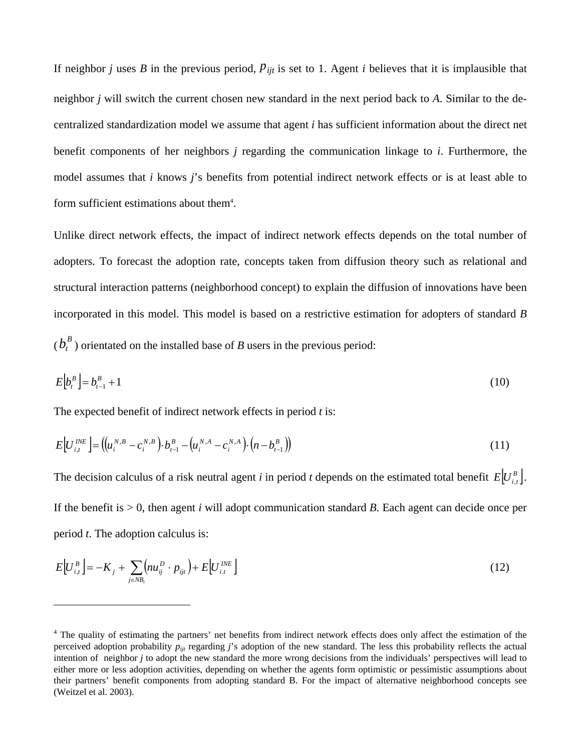If neighbor *j* uses *B* in the previous period, $p_{ijt}$ is set to 1. Agent *i* believes that it is implausible that neighbor *j* will switch the current chosen new standard in the next period back to *A*. Similar to the decentralized standardization model we assume that agent *i* has sufficient information about the direct net benefit components of her neighbors *j* regarding the communication linkage to *i*. Furthermore, the model assumes that *i* knows *j*'s benefits from potential indirect network effects or is at least able to form sufficient estimations about them[4].

Unlike direct network effects, the impact of indirect network effects depends on the total number of adopters. To forecast the adoption rate, concepts taken from diffusion theory such as relational and structural interaction patterns (neighborhood concept) to explain the diffusion of innovations have been incorporated in this model. This model is based on a restrictive estimation for adopters of standard *B* ($b_t^B$) orientated on the installed base of *B* users in the previous period:

$$E\left[b_t^B\right] = b_{t-1}^B + 1 \tag{10}$$

The expected benefit of indirect network effects in period *t* is:

$$E\left[U_{i,t}^{INE}\right] = \left(\left(u_i^{N,B} - c_i^{N,B}\right) \cdot b_{t-1}^B - \left(u_i^{N,A} - c_i^{N,A}\right) \cdot \left(n - b_{t-1}^B\right)\right) \tag{11}$$

The decision calculus of a risk neutral agent *i* in period *t* depends on the estimated total benefit $E\left[U_{i,t}^B\right]$. If the benefit is > 0, then agent *i* will adopt communication standard *B*. Each agent can decide once per period *t*. The adoption calculus is:

$$E\left[U_{i,t}^B\right] = -K_j + \sum_{j \in NB_i} \left(nu_{ij}^D \cdot p_{ijt}\right) + E\left[U_{i.t}^{INE}\right] \tag{12}$$

---

[4] The quality of estimating the partners' net benefits from indirect network effects does only affect the estimation of the perceived adoption probability $p_{ijt}$ regarding *j*'s adoption of the new standard. The less this probability reflects the actual intention of neighbor *j* to adopt the new standard the more wrong decisions from the individuals' perspectives will lead to either more or less adoption activities, depending on whether the agents form optimistic or pessimistic assumptions about their partners' benefit components from adopting standard B. For the impact of alternative neighborhood concepts see (Weitzel et al. 2003).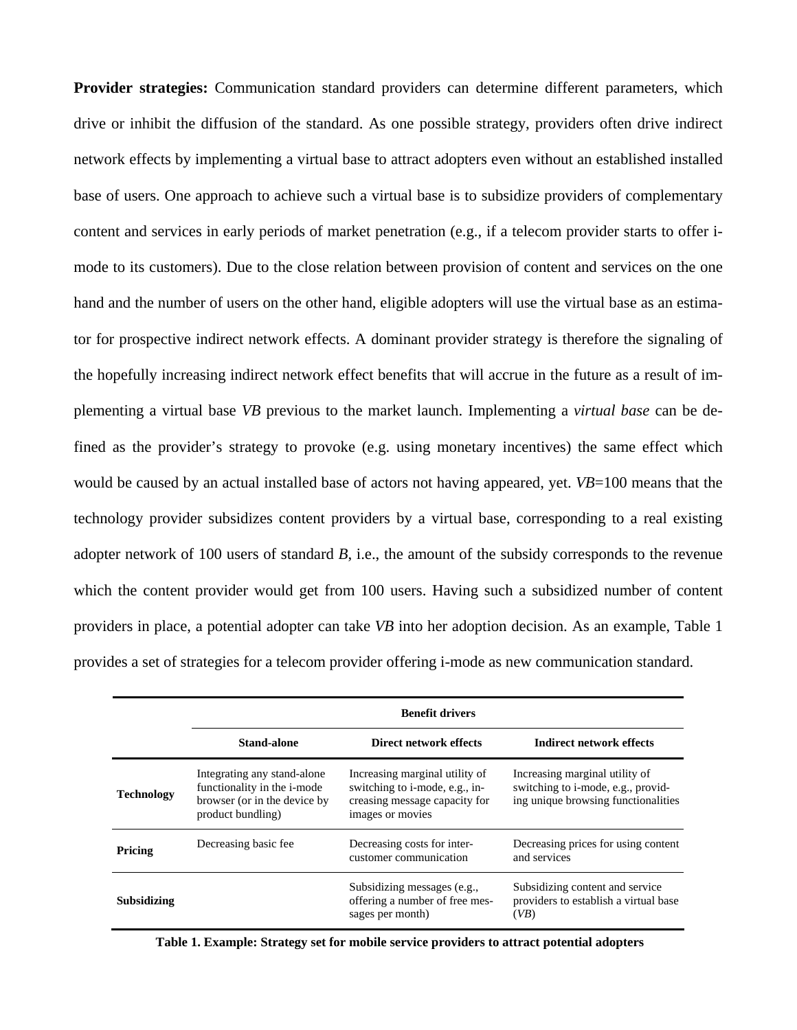**Provider strategies:** Communication standard providers can determine different parameters, which drive or inhibit the diffusion of the standard. As one possible strategy, providers often drive indirect network effects by implementing a virtual base to attract adopters even without an established installed base of users. One approach to achieve such a virtual base is to subsidize providers of complementary content and services in early periods of market penetration (e.g., if a telecom provider starts to offer i-mode to its customers). Due to the close relation between provision of content and services on the one hand and the number of users on the other hand, eligible adopters will use the virtual base as an estimator for prospective indirect network effects. A dominant provider strategy is therefore the signaling of the hopefully increasing indirect network effect benefits that will accrue in the future as a result of implementing a virtual base *VB* previous to the market launch. Implementing a *virtual base* can be defined as the provider's strategy to provoke (e.g. using monetary incentives) the same effect which would be caused by an actual installed base of actors not having appeared, yet. *VB*=100 means that the technology provider subsidizes content providers by a virtual base, corresponding to a real existing adopter network of 100 users of standard *B*, i.e., the amount of the subsidy corresponds to the revenue which the content provider would get from 100 users. Having such a subsidized number of content providers in place, a potential adopter can take *VB* into her adoption decision. As an example, Table 1 provides a set of strategies for a telecom provider offering i-mode as new communication standard.

| | Benefit drivers | | |
|---|---|---|---|
| | **Stand-alone** | **Direct network effects** | **Indirect network effects** |
| **Technology** | Integrating any stand-alone functionality in the i-mode browser (or in the device by product bundling) | Increasing marginal utility of switching to i-mode, e.g., increasing message capacity for images or movies | Increasing marginal utility of switching to i-mode, e.g., providing unique browsing functionalities |
| **Pricing** | Decreasing basic fee | Decreasing costs for inter-customer communication | Decreasing prices for using content and services |
| **Subsidizing** | | Subsidizing messages (e.g., offering a number of free messages per month) | Subsidizing content and service providers to establish a virtual base (*VB*) |

**Table 1. Example: Strategy set for mobile service providers to attract potential adopters**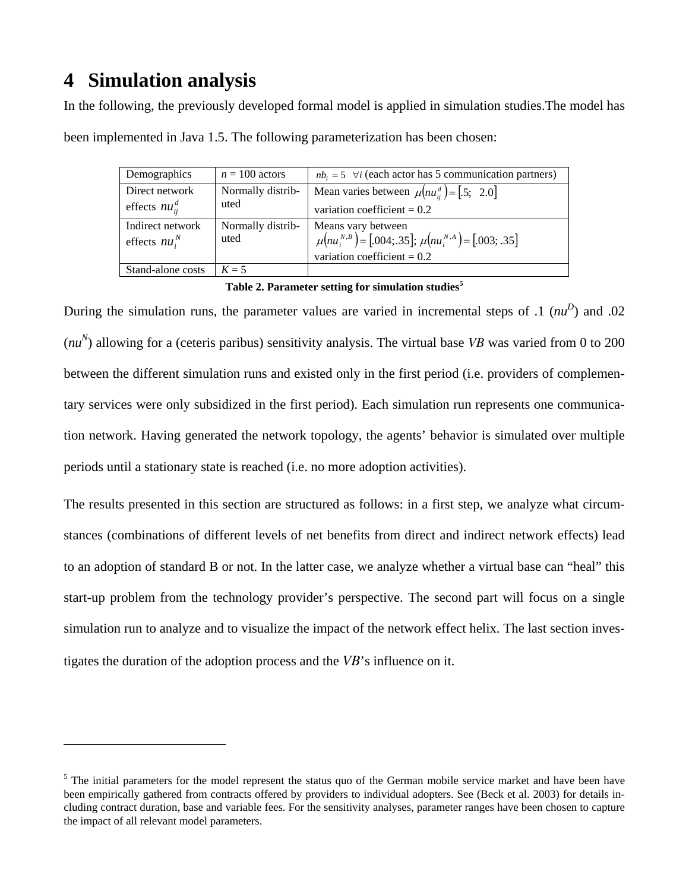# 4 Simulation analysis

In the following, the previously developed formal model is applied in simulation studies.The model has been implemented in Java 1.5. The following parameterization has been chosen:

| Demographics | $n$ = 100 actors | $nb_i = 5 \quad \forall i$ (each actor has 5 communication partners) |
|---|---|---|
| Direct network effects $nu_{ij}^{d}$ | Normally distributed | Mean varies between $\mu\left(nu_{ij}^{d}\right) = [.5; \;\; 2.0]$ variation coefficient = 0.2 |
| Indirect network effects $nu_{i}^{N}$ | Normally distributed | Means vary between $\mu\left(nu_{i}^{N,B}\right) = [.004; .35]$; $\mu\left(nu_{i}^{N,A}\right) = [.003; .35]$ variation coefficient = 0.2 |
| Stand-alone costs | $K$ = 5 | |

**Table 2. Parameter setting for simulation studies**[5]

During the simulation runs, the parameter values are varied in incremental steps of .1 ($nu^D$) and .02 ($nu^N$) allowing for a (ceteris paribus) sensitivity analysis. The virtual base *VB* was varied from 0 to 200 between the different simulation runs and existed only in the first period (i.e. providers of complementary services were only subsidized in the first period). Each simulation run represents one communication network. Having generated the network topology, the agents' behavior is simulated over multiple periods until a stationary state is reached (i.e. no more adoption activities).

The results presented in this section are structured as follows: in a first step, we analyze what circumstances (combinations of different levels of net benefits from direct and indirect network effects) lead to an adoption of standard B or not. In the latter case, we analyze whether a virtual base can "heal" this start-up problem from the technology provider's perspective. The second part will focus on a single simulation run to analyze and to visualize the impact of the network effect helix. The last section investigates the duration of the adoption process and the *VB*'s influence on it.

[5] The initial parameters for the model represent the status quo of the German mobile service market and have been have been empirically gathered from contracts offered by providers to individual adopters. See (Beck et al. 2003) for details including contract duration, base and variable fees. For the sensitivity analyses, parameter ranges have been chosen to capture the impact of all relevant model parameters.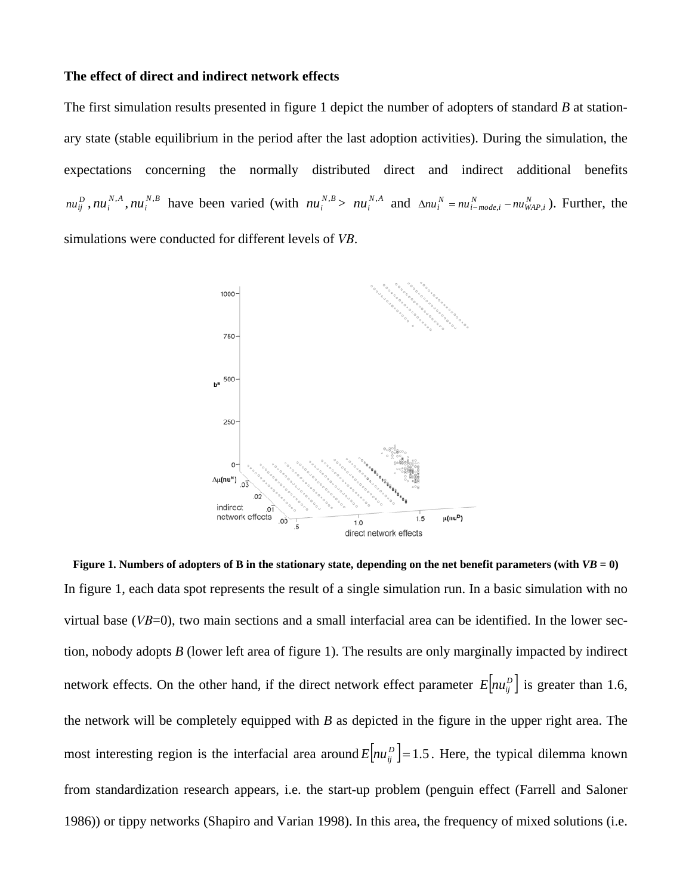**The effect of direct and indirect network effects**

The first simulation results presented in figure 1 depict the number of adopters of standard *B* at stationary state (stable equilibrium in the period after the last adoption activities). During the simulation, the expectations concerning the normally distributed direct and indirect additional benefits $nu_{ij}^{D}, nu_{i}^{N,A}, nu_{i}^{N,B}$ have been varied (with $nu_{i}^{N,B} > nu_{i}^{N,A}$ and $\Delta nu_{i}^{N} = nu_{i-mode,i}^{N} - nu_{WAP,i}^{N}$). Further, the simulations were conducted for different levels of *VB*.

**Figure 1. Numbers of adopters of B in the stationary state, depending on the net benefit parameters (with *VB* = 0)**

In figure 1, each data spot represents the result of a single simulation run. In a basic simulation with no virtual base (*VB*=0), two main sections and a small interfacial area can be identified. In the lower section, nobody adopts *B* (lower left area of figure 1). The results are only marginally impacted by indirect network effects. On the other hand, if the direct network effect parameter $E\left[nu_{ij}^{D}\right]$ is greater than 1.6, the network will be completely equipped with *B* as depicted in the figure in the upper right area. The most interesting region is the interfacial area around $E\left[nu_{ij}^{D}\right] = 1.5$. Here, the typical dilemma known from standardization research appears, i.e. the start-up problem (penguin effect (Farrell and Saloner 1986)) or tippy networks (Shapiro and Varian 1998). In this area, the frequency of mixed solutions (i.e.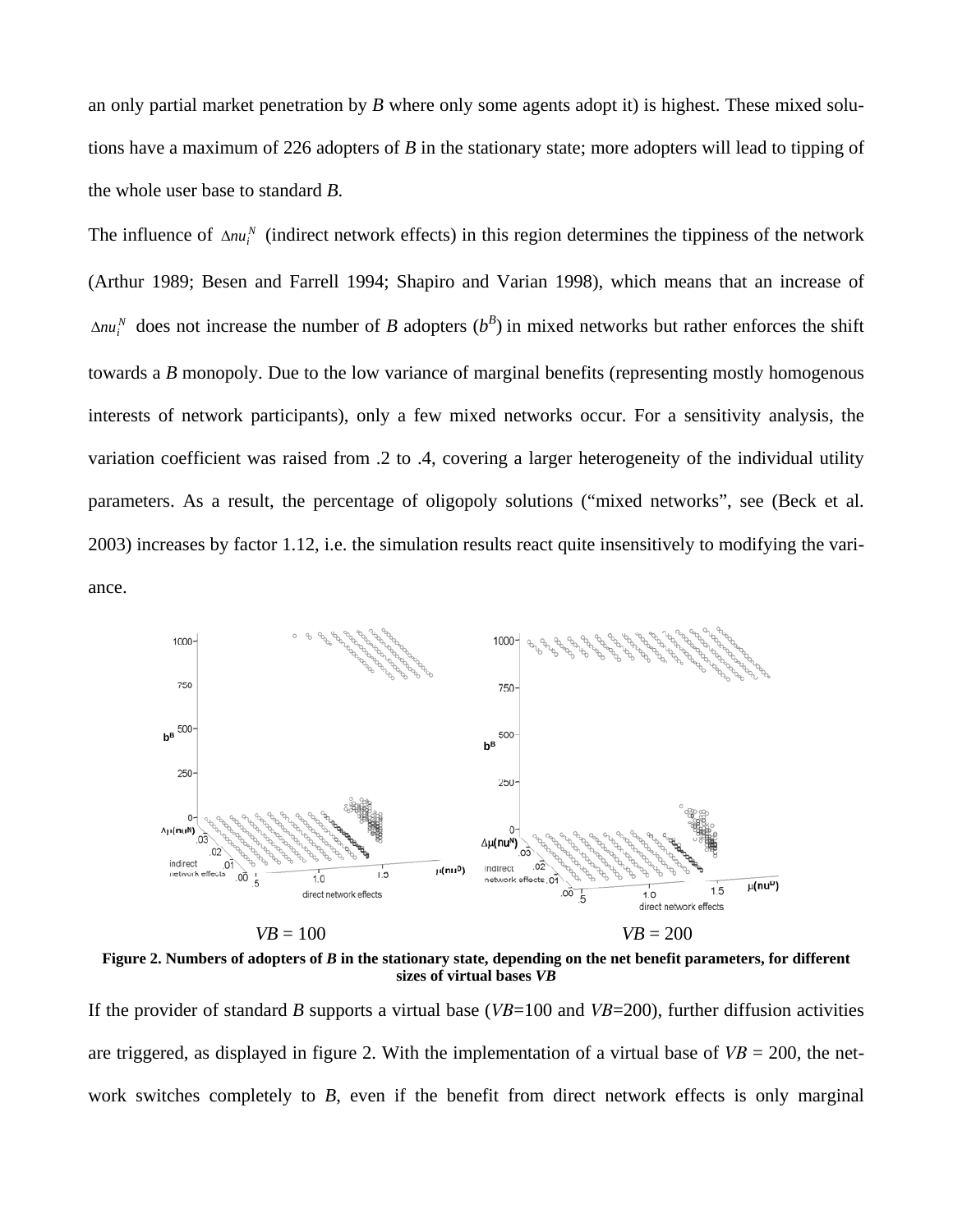an only partial market penetration by *B* where only some agents adopt it) is highest. These mixed solutions have a maximum of 226 adopters of *B* in the stationary state; more adopters will lead to tipping of the whole user base to standard *B*.

The influence of $\Delta nu_i^N$ (indirect network effects) in this region determines the tippiness of the network (Arthur 1989; Besen and Farrell 1994; Shapiro and Varian 1998), which means that an increase of $\Delta nu_i^N$ does not increase the number of *B* adopters ($b^B$) in mixed networks but rather enforces the shift towards a *B* monopoly. Due to the low variance of marginal benefits (representing mostly homogenous interests of network participants), only a few mixed networks occur. For a sensitivity analysis, the variation coefficient was raised from .2 to .4, covering a larger heterogeneity of the individual utility parameters. As a result, the percentage of oligopoly solutions ("mixed networks", see (Beck et al. 2003) increases by factor 1.12, i.e. the simulation results react quite insensitively to modifying the variance.

*VB* = 100 *VB* = 200

**Figure 2. Numbers of adopters of *B* in the stationary state, depending on the net benefit parameters, for different sizes of virtual bases *VB***

If the provider of standard *B* supports a virtual base (*VB*=100 and *VB*=200), further diffusion activities are triggered, as displayed in figure 2. With the implementation of a virtual base of *VB* = 200, the network switches completely to *B*, even if the benefit from direct network effects is only marginal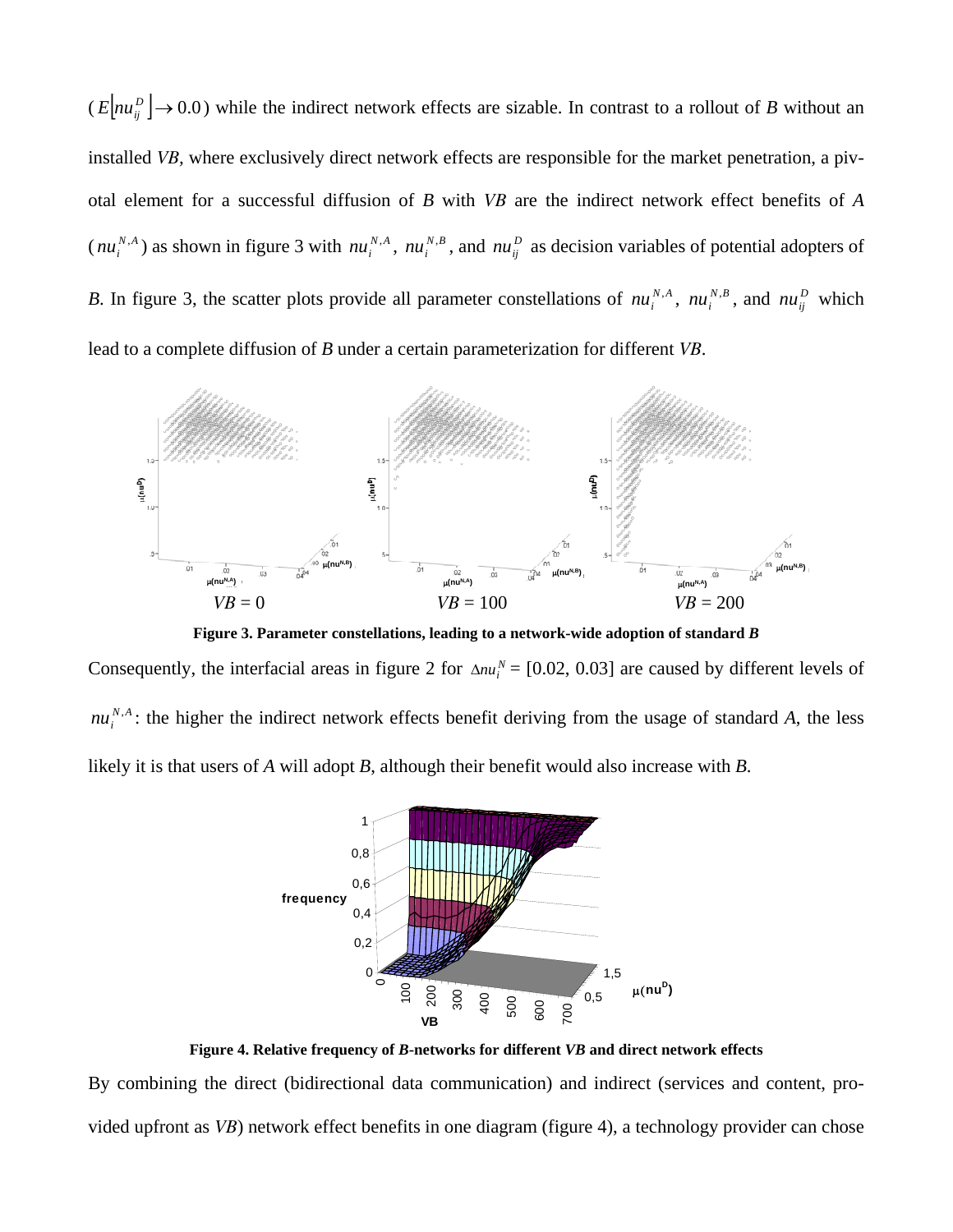($E\left[nu_{ij}^{D}\right] \rightarrow 0.0$) while the indirect network effects are sizable. In contrast to a rollout of *B* without an installed *VB*, where exclusively direct network effects are responsible for the market penetration, a pivotal element for a successful diffusion of *B* with *VB* are the indirect network effect benefits of *A* ($nu_i^{N,A}$) as shown in figure 3 with $nu_i^{N,A}$, $nu_i^{N,B}$, and $nu_{ij}^{D}$ as decision variables of potential adopters of *B*. In figure 3, the scatter plots provide all parameter constellations of $nu_i^{N,A}$, $nu_i^{N,B}$, and $nu_{ij}^{D}$ which lead to a complete diffusion of *B* under a certain parameterization for different *VB*.

*VB* = 0 *VB* = 100 *VB* = 200

**Figure 3. Parameter constellations, leading to a network-wide adoption of standard *B***

Consequently, the interfacial areas in figure 2 for $\Delta nu_i^N$ = [0.02, 0.03] are caused by different levels of $nu_i^{N,A}$: the higher the indirect network effects benefit deriving from the usage of standard *A*, the less likely it is that users of *A* will adopt *B*, although their benefit would also increase with *B*.

**Figure 4. Relative frequency of *B*-networks for different *VB* and direct network effects**

By combining the direct (bidirectional data communication) and indirect (services and content, provided upfront as *VB*) network effect benefits in one diagram (figure 4), a technology provider can chose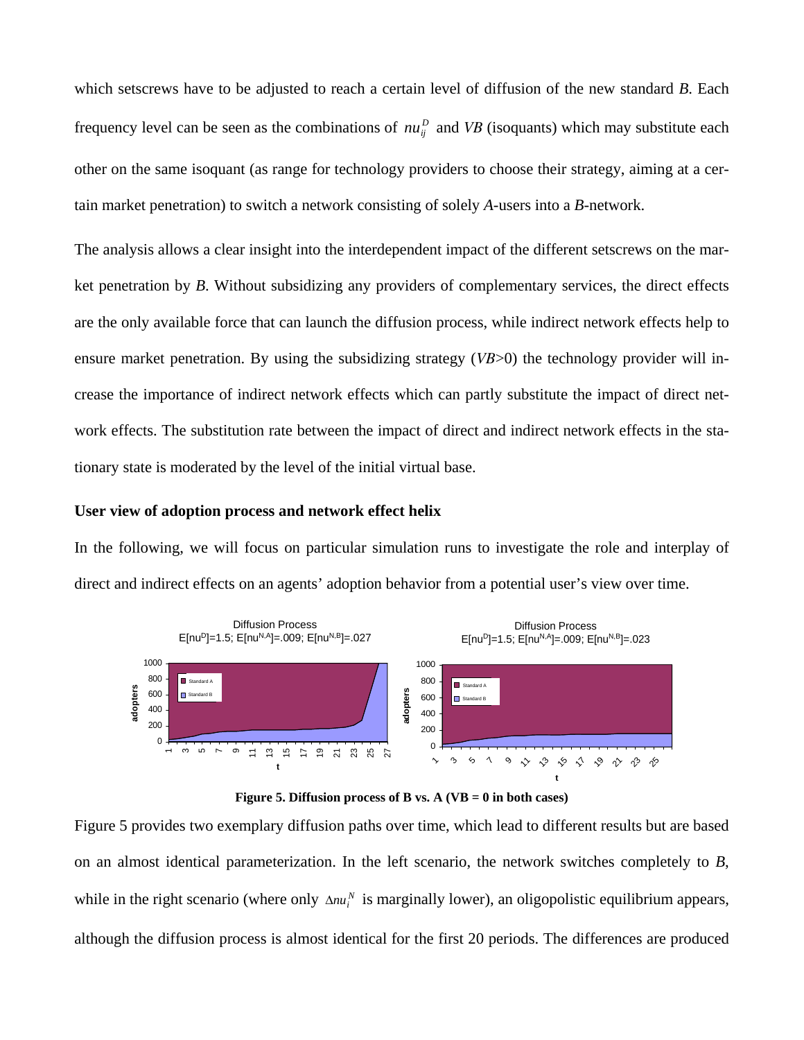which setscrews have to be adjusted to reach a certain level of diffusion of the new standard *B*. Each frequency level can be seen as the combinations of $nu_{ij}^D$ and *VB* (isoquants) which may substitute each other on the same isoquant (as range for technology providers to choose their strategy, aiming at a certain market penetration) to switch a network consisting of solely *A*-users into a *B*-network.

The analysis allows a clear insight into the interdependent impact of the different setscrews on the market penetration by *B*. Without subsidizing any providers of complementary services, the direct effects are the only available force that can launch the diffusion process, while indirect network effects help to ensure market penetration. By using the subsidizing strategy (*VB*>0) the technology provider will increase the importance of indirect network effects which can partly substitute the impact of direct network effects. The substitution rate between the impact of direct and indirect network effects in the stationary state is moderated by the level of the initial virtual base.

**User view of adoption process and network effect helix**

In the following, we will focus on particular simulation runs to investigate the role and interplay of direct and indirect effects on an agents' adoption behavior from a potential user's view over time.

**Figure 5. Diffusion process of B vs. A (VB = 0 in both cases)**

Figure 5 provides two exemplary diffusion paths over time, which lead to different results but are based on an almost identical parameterization. In the left scenario, the network switches completely to *B*, while in the right scenario (where only $\Delta nu_i^N$ is marginally lower), an oligopolistic equilibrium appears, although the diffusion process is almost identical for the first 20 periods. The differences are produced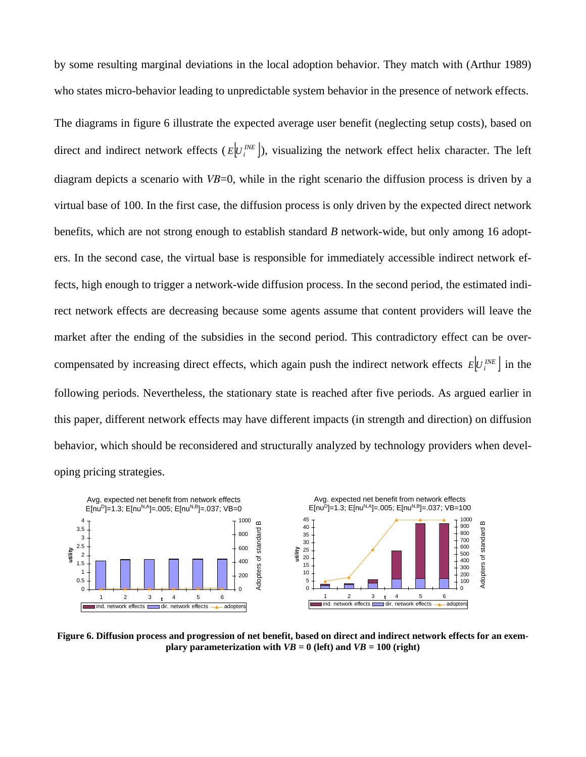by some resulting marginal deviations in the local adoption behavior. They match with (Arthur 1989) who states micro-behavior leading to unpredictable system behavior in the presence of network effects.

The diagrams in figure 6 illustrate the expected average user benefit (neglecting setup costs), based on direct and indirect network effects ($E\left[U_i^{INE}\right]$), visualizing the network effect helix character. The left diagram depicts a scenario with *VB*=0, while in the right scenario the diffusion process is driven by a virtual base of 100. In the first case, the diffusion process is only driven by the expected direct network benefits, which are not strong enough to establish standard *B* network-wide, but only among 16 adopters. In the second case, the virtual base is responsible for immediately accessible indirect network effects, high enough to trigger a network-wide diffusion process. In the second period, the estimated indirect network effects are decreasing because some agents assume that content providers will leave the market after the ending of the subsidies in the second period. This contradictory effect can be overcompensated by increasing direct effects, which again push the indirect network effects $E\left[U_i^{INE}\right]$ in the following periods. Nevertheless, the stationary state is reached after five periods. As argued earlier in this paper, different network effects may have different impacts (in strength and direction) on diffusion behavior, which should be reconsidered and structurally analyzed by technology providers when developing pricing strategies.

**Figure 6. Diffusion process and progression of net benefit, based on direct and indirect network effects for an exemplary parameterization with *VB* = 0 (left) and *VB* = 100 (right)**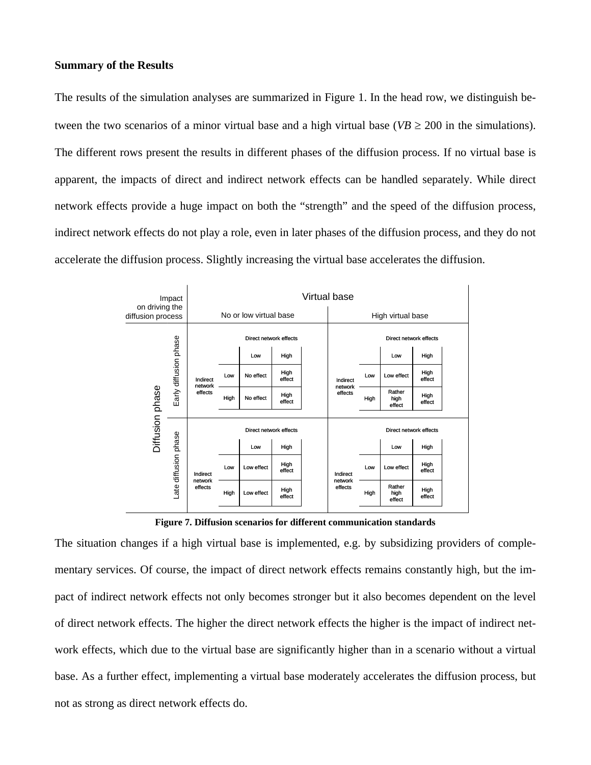**Summary of the Results**

The results of the simulation analyses are summarized in Figure 1. In the head row, we distinguish between the two scenarios of a minor virtual base and a high virtual base ($VB \geq 200$ in the simulations). The different rows present the results in different phases of the diffusion process. If no virtual base is apparent, the impacts of direct and indirect network effects can be handled separately. While direct network effects provide a huge impact on both the “strength” and the speed of the diffusion process, indirect network effects do not play a role, even in later phases of the diffusion process, and they do not accelerate the diffusion process. Slightly increasing the virtual base accelerates the diffusion.

| Impact on driving the diffusion process | | Virtual base: No or low virtual base | | | Virtual base: High virtual base | | |
|---|---|---|---|---|---|---|---|
| Diffusion phase | | | Direct network effects: Low | Direct network effects: High | | Direct network effects: Low | Direct network effects: High |
| Early diffusion phase | Indirect network effects | Low | No effect | High effect | Low | Low effect | High effect |
| Early diffusion phase | Indirect network effects | High | No effect | High effect | High | Rather high effect | High effect |
| Late diffusion phase | Indirect network effects | Low | Low effect | High effect | Low | Low effect | High effect |
| Late diffusion phase | Indirect network effects | High | Low effect | High effect | High | Rather high effect | High effect |

**Figure 7. Diffusion scenarios for different communication standards**

The situation changes if a high virtual base is implemented, e.g. by subsidizing providers of complementary services. Of course, the impact of direct network effects remains constantly high, but the impact of indirect network effects not only becomes stronger but it also becomes dependent on the level of direct network effects. The higher the direct network effects the higher is the impact of indirect network effects, which due to the virtual base are significantly higher than in a scenario without a virtual base. As a further effect, implementing a virtual base moderately accelerates the diffusion process, but not as strong as direct network effects do.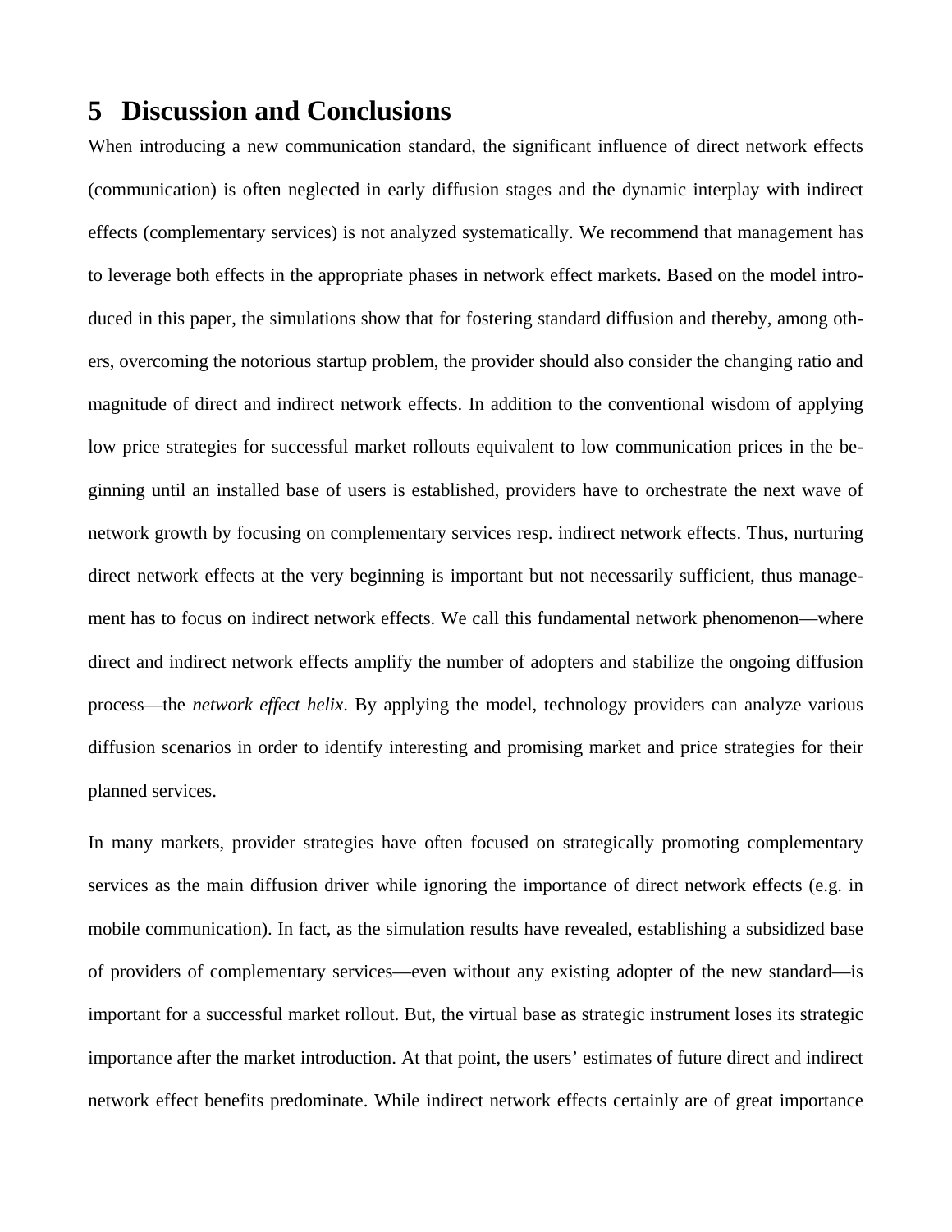# 5 Discussion and Conclusions

When introducing a new communication standard, the significant influence of direct network effects (communication) is often neglected in early diffusion stages and the dynamic interplay with indirect effects (complementary services) is not analyzed systematically. We recommend that management has to leverage both effects in the appropriate phases in network effect markets. Based on the model introduced in this paper, the simulations show that for fostering standard diffusion and thereby, among others, overcoming the notorious startup problem, the provider should also consider the changing ratio and magnitude of direct and indirect network effects. In addition to the conventional wisdom of applying low price strategies for successful market rollouts equivalent to low communication prices in the beginning until an installed base of users is established, providers have to orchestrate the next wave of network growth by focusing on complementary services resp. indirect network effects. Thus, nurturing direct network effects at the very beginning is important but not necessarily sufficient, thus management has to focus on indirect network effects. We call this fundamental network phenomenon—where direct and indirect network effects amplify the number of adopters and stabilize the ongoing diffusion process—the *network effect helix*. By applying the model, technology providers can analyze various diffusion scenarios in order to identify interesting and promising market and price strategies for their planned services.

In many markets, provider strategies have often focused on strategically promoting complementary services as the main diffusion driver while ignoring the importance of direct network effects (e.g. in mobile communication). In fact, as the simulation results have revealed, establishing a subsidized base of providers of complementary services—even without any existing adopter of the new standard—is important for a successful market rollout. But, the virtual base as strategic instrument loses its strategic importance after the market introduction. At that point, the users' estimates of future direct and indirect network effect benefits predominate. While indirect network effects certainly are of great importance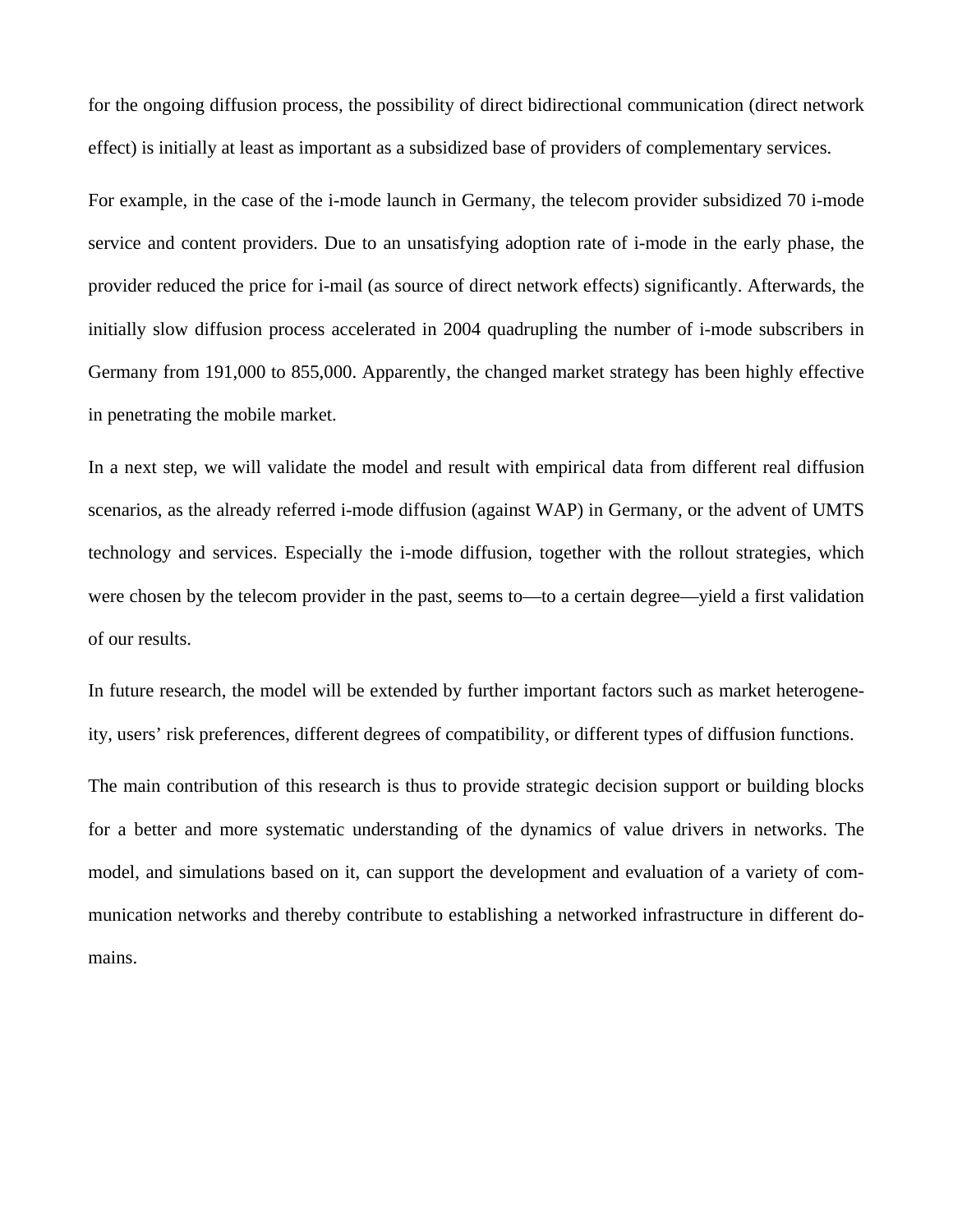for the ongoing diffusion process, the possibility of direct bidirectional communication (direct network effect) is initially at least as important as a subsidized base of providers of complementary services.

For example, in the case of the i-mode launch in Germany, the telecom provider subsidized 70 i-mode service and content providers. Due to an unsatisfying adoption rate of i-mode in the early phase, the provider reduced the price for i-mail (as source of direct network effects) significantly. Afterwards, the initially slow diffusion process accelerated in 2004 quadrupling the number of i-mode subscribers in Germany from 191,000 to 855,000. Apparently, the changed market strategy has been highly effective in penetrating the mobile market.

In a next step, we will validate the model and result with empirical data from different real diffusion scenarios, as the already referred i-mode diffusion (against WAP) in Germany, or the advent of UMTS technology and services. Especially the i-mode diffusion, together with the rollout strategies, which were chosen by the telecom provider in the past, seems to—to a certain degree—yield a first validation of our results.

In future research, the model will be extended by further important factors such as market heterogeneity, users' risk preferences, different degrees of compatibility, or different types of diffusion functions.

The main contribution of this research is thus to provide strategic decision support or building blocks for a better and more systematic understanding of the dynamics of value drivers in networks. The model, and simulations based on it, can support the development and evaluation of a variety of communication networks and thereby contribute to establishing a networked infrastructure in different domains.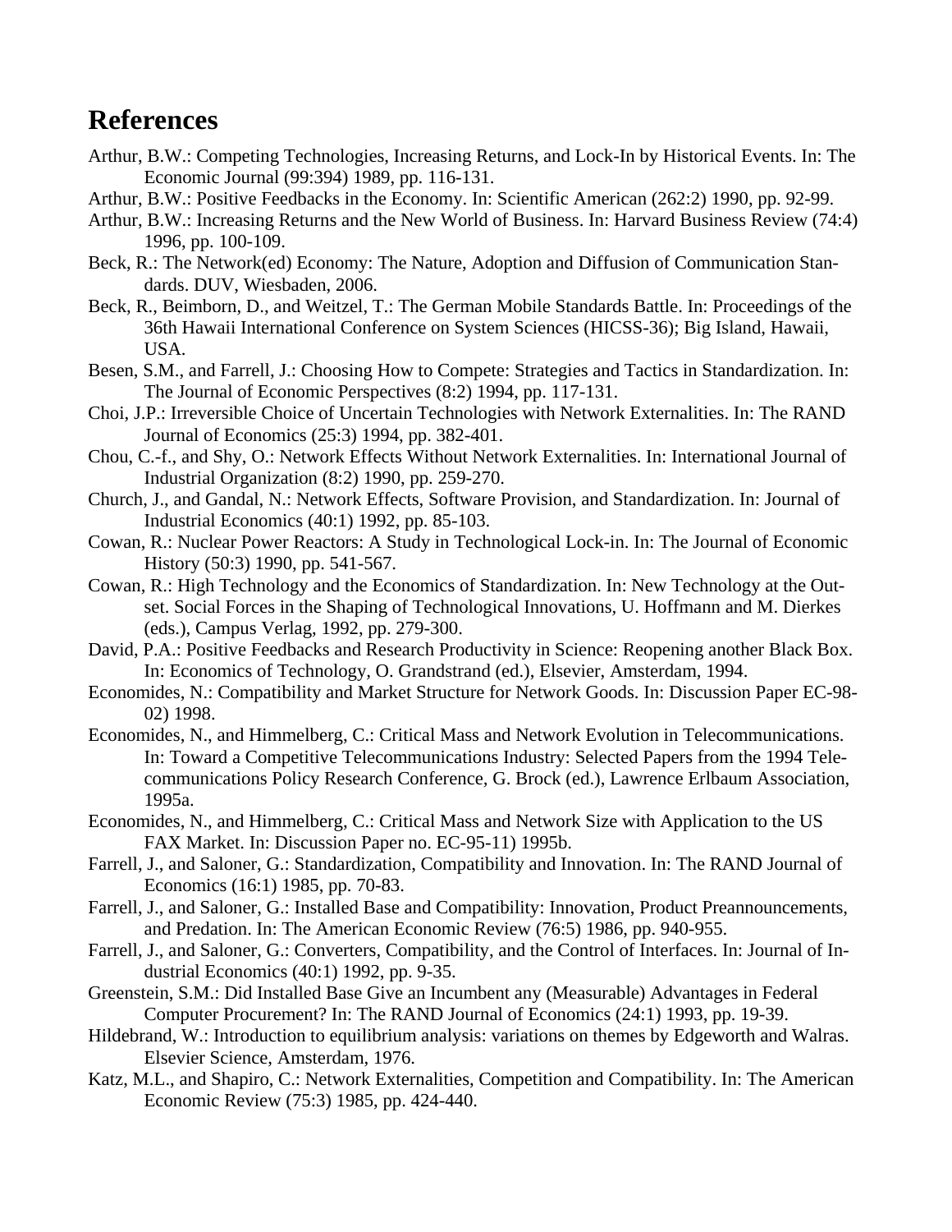## References

Arthur, B.W.: Competing Technologies, Increasing Returns, and Lock-In by Historical Events. In: The Economic Journal (99:394) 1989, pp. 116-131.

Arthur, B.W.: Positive Feedbacks in the Economy. In: Scientific American (262:2) 1990, pp. 92-99.

Arthur, B.W.: Increasing Returns and the New World of Business. In: Harvard Business Review (74:4) 1996, pp. 100-109.

Beck, R.: The Network(ed) Economy: The Nature, Adoption and Diffusion of Communication Standards. DUV, Wiesbaden, 2006.

Beck, R., Beimborn, D., and Weitzel, T.: The German Mobile Standards Battle. In: Proceedings of the 36th Hawaii International Conference on System Sciences (HICSS-36); Big Island, Hawaii, USA.

Besen, S.M., and Farrell, J.: Choosing How to Compete: Strategies and Tactics in Standardization. In: The Journal of Economic Perspectives (8:2) 1994, pp. 117-131.

Choi, J.P.: Irreversible Choice of Uncertain Technologies with Network Externalities. In: The RAND Journal of Economics (25:3) 1994, pp. 382-401.

Chou, C.-f., and Shy, O.: Network Effects Without Network Externalities. In: International Journal of Industrial Organization (8:2) 1990, pp. 259-270.

Church, J., and Gandal, N.: Network Effects, Software Provision, and Standardization. In: Journal of Industrial Economics (40:1) 1992, pp. 85-103.

Cowan, R.: Nuclear Power Reactors: A Study in Technological Lock-in. In: The Journal of Economic History (50:3) 1990, pp. 541-567.

Cowan, R.: High Technology and the Economics of Standardization. In: New Technology at the Outset. Social Forces in the Shaping of Technological Innovations, U. Hoffmann and M. Dierkes (eds.), Campus Verlag, 1992, pp. 279-300.

David, P.A.: Positive Feedbacks and Research Productivity in Science: Reopening another Black Box. In: Economics of Technology, O. Grandstrand (ed.), Elsevier, Amsterdam, 1994.

Economides, N.: Compatibility and Market Structure for Network Goods. In: Discussion Paper EC-98-02) 1998.

Economides, N., and Himmelberg, C.: Critical Mass and Network Evolution in Telecommunications. In: Toward a Competitive Telecommunications Industry: Selected Papers from the 1994 Telecommunications Policy Research Conference, G. Brock (ed.), Lawrence Erlbaum Association, 1995a.

Economides, N., and Himmelberg, C.: Critical Mass and Network Size with Application to the US FAX Market. In: Discussion Paper no. EC-95-11) 1995b.

Farrell, J., and Saloner, G.: Standardization, Compatibility and Innovation. In: The RAND Journal of Economics (16:1) 1985, pp. 70-83.

Farrell, J., and Saloner, G.: Installed Base and Compatibility: Innovation, Product Preannouncements, and Predation. In: The American Economic Review (76:5) 1986, pp. 940-955.

Farrell, J., and Saloner, G.: Converters, Compatibility, and the Control of Interfaces. In: Journal of Industrial Economics (40:1) 1992, pp. 9-35.

Greenstein, S.M.: Did Installed Base Give an Incumbent any (Measurable) Advantages in Federal Computer Procurement? In: The RAND Journal of Economics (24:1) 1993, pp. 19-39.

Hildebrand, W.: Introduction to equilibrium analysis: variations on themes by Edgeworth and Walras. Elsevier Science, Amsterdam, 1976.

Katz, M.L., and Shapiro, C.: Network Externalities, Competition and Compatibility. In: The American Economic Review (75:3) 1985, pp. 424-440.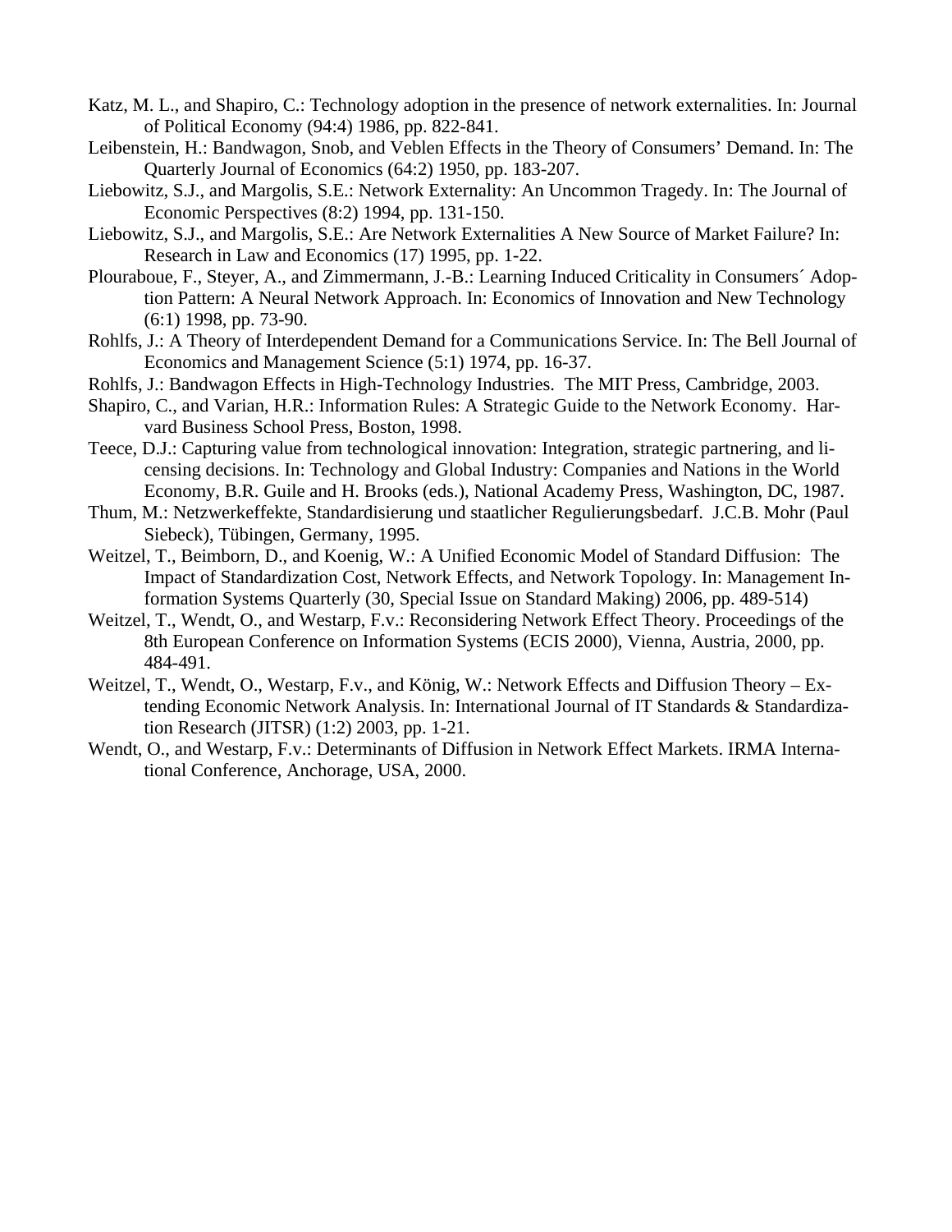Katz, M. L., and Shapiro, C.: Technology adoption in the presence of network externalities. In: Journal of Political Economy (94:4) 1986, pp. 822-841.

Leibenstein, H.: Bandwagon, Snob, and Veblen Effects in the Theory of Consumers' Demand. In: The Quarterly Journal of Economics (64:2) 1950, pp. 183-207.

Liebowitz, S.J., and Margolis, S.E.: Network Externality: An Uncommon Tragedy. In: The Journal of Economic Perspectives (8:2) 1994, pp. 131-150.

Liebowitz, S.J., and Margolis, S.E.: Are Network Externalities A New Source of Market Failure? In: Research in Law and Economics (17) 1995, pp. 1-22.

Plouraboue, F., Steyer, A., and Zimmermann, J.-B.: Learning Induced Criticality in Consumers´ Adoption Pattern: A Neural Network Approach. In: Economics of Innovation and New Technology (6:1) 1998, pp. 73-90.

Rohlfs, J.: A Theory of Interdependent Demand for a Communications Service. In: The Bell Journal of Economics and Management Science (5:1) 1974, pp. 16-37.

Rohlfs, J.: Bandwagon Effects in High-Technology Industries. The MIT Press, Cambridge, 2003.

Shapiro, C., and Varian, H.R.: Information Rules: A Strategic Guide to the Network Economy. Harvard Business School Press, Boston, 1998.

Teece, D.J.: Capturing value from technological innovation: Integration, strategic partnering, and licensing decisions. In: Technology and Global Industry: Companies and Nations in the World Economy, B.R. Guile and H. Brooks (eds.), National Academy Press, Washington, DC, 1987.

Thum, M.: Netzwerkeffekte, Standardisierung und staatlicher Regulierungsbedarf. J.C.B. Mohr (Paul Siebeck), Tübingen, Germany, 1995.

Weitzel, T., Beimborn, D., and Koenig, W.: A Unified Economic Model of Standard Diffusion: The Impact of Standardization Cost, Network Effects, and Network Topology. In: Management Information Systems Quarterly (30, Special Issue on Standard Making) 2006, pp. 489-514)

Weitzel, T., Wendt, O., and Westarp, F.v.: Reconsidering Network Effect Theory. Proceedings of the 8th European Conference on Information Systems (ECIS 2000), Vienna, Austria, 2000, pp. 484-491.

Weitzel, T., Wendt, O., Westarp, F.v., and König, W.: Network Effects and Diffusion Theory – Extending Economic Network Analysis. In: International Journal of IT Standards & Standardization Research (JITSR) (1:2) 2003, pp. 1-21.

Wendt, O., and Westarp, F.v.: Determinants of Diffusion in Network Effect Markets. IRMA International Conference, Anchorage, USA, 2000.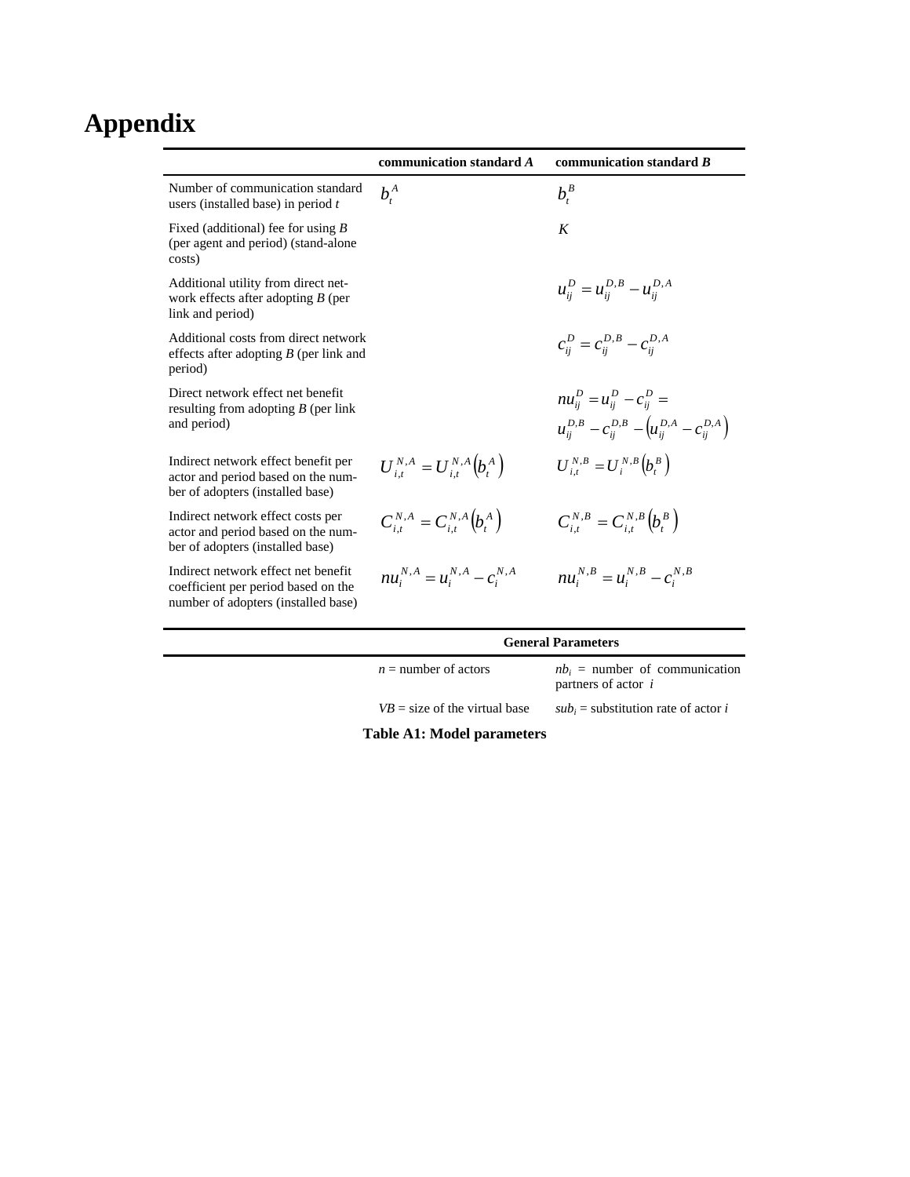# Appendix

| | communication standard *A* | communication standard *B* |
|---|---|---|
| Number of communication standard users (installed base) in period *t* | $b_t^A$ | $b_t^B$ |
| Fixed (additional) fee for using *B* (per agent and period) (stand-alone costs) | | $K$ |
| Additional utility from direct network effects after adopting *B* (per link and period) | | $u_{ij}^D = u_{ij}^{D,B} - u_{ij}^{D,A}$ |
| Additional costs from direct network effects after adopting *B* (per link and period) | | $c_{ij}^D = c_{ij}^{D,B} - c_{ij}^{D,A}$ |
| Direct network effect net benefit resulting from adopting *B* (per link and period) | | $nu_{ij}^D = u_{ij}^D - c_{ij}^D = u_{ij}^{D,B} - c_{ij}^{D,B} - \left(u_{ij}^{D,A} - c_{ij}^{D,A}\right)$ |
| Indirect network effect benefit per actor and period based on the number of adopters (installed base) | $U_{i,t}^{N,A} = U_{i,t}^{N,A}\left(b_t^A\right)$ | $U_{i,t}^{N,B} = U_i^{N,B}\left(b_t^B\right)$ |
| Indirect network effect costs per actor and period based on the number of adopters (installed base) | $C_{i,t}^{N,A} = C_{i,t}^{N,A}\left(b_t^A\right)$ | $C_{i,t}^{N,B} = C_{i,t}^{N,B}\left(b_t^B\right)$ |
| Indirect network effect net benefit coefficient per period based on the number of adopters (installed base) | $nu_i^{N,A} = u_i^{N,A} - c_i^{N,A}$ | $nu_i^{N,B} = u_i^{N,B} - c_i^{N,B}$ |

| | General Parameters | |
|---|---|---|
| | $n$ = number of actors | $nb_i$ = number of communication partners of actor $i$ |
| | $VB$ = size of the virtual base | $sub_i$ = substitution rate of actor $i$ |

**Table A1: Model parameters**